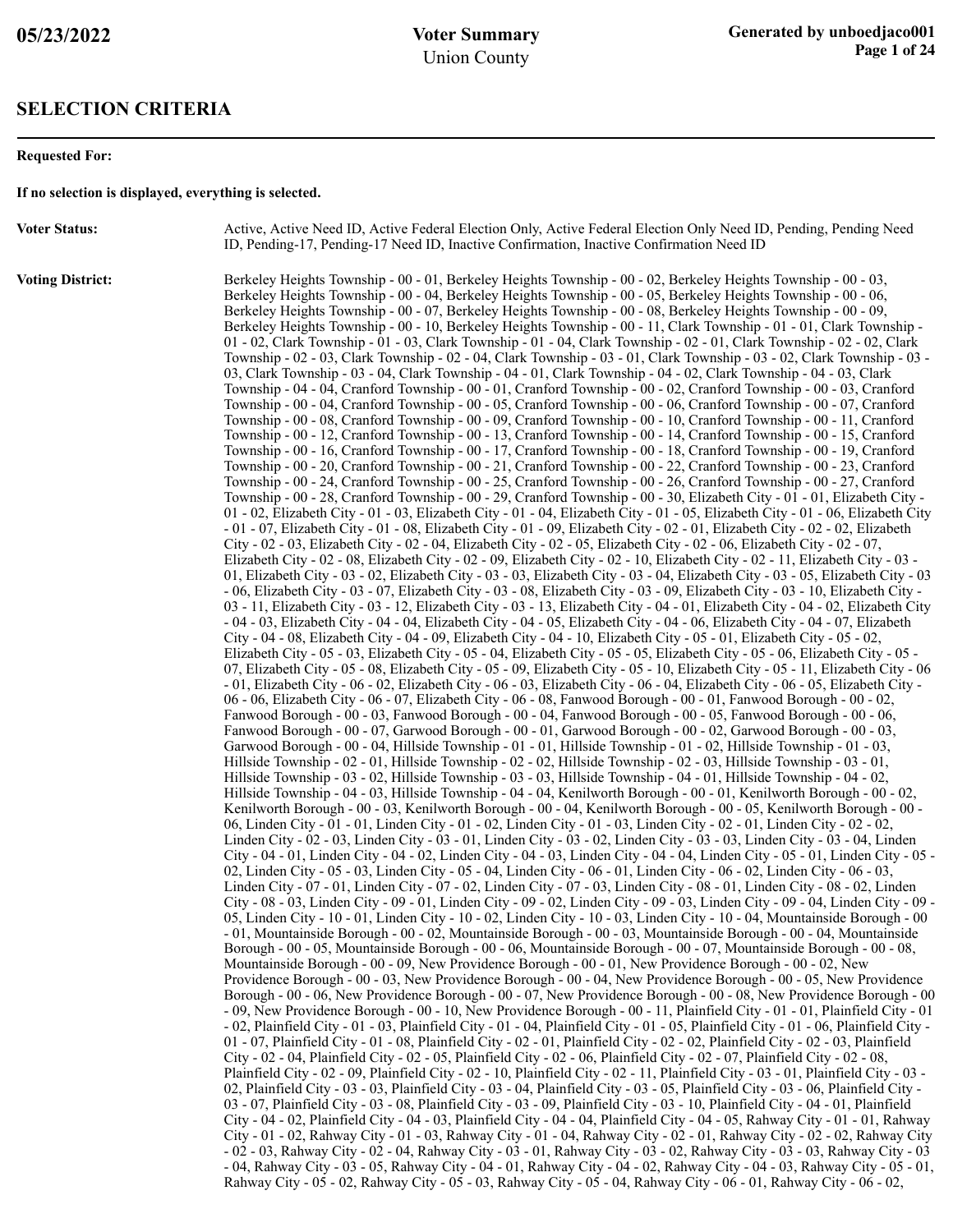# Voter Summary

Union County

05/23/2022

Generated by unboedjaco001

## SELECTION CRITERIA

**Requested For:**

**If no selection is displayed, everything is selected.**

**Voter Status:** Active, Active Need ID, Active Federal Election Only, Active Federal Election Only Need ID, Pending, Pending Need ID, Pending-17, Pending-17 Need ID, Inactive Confirmation, Inactive Confirmation Need ID

**Voting District:** Berkeley Heights Township - 00 - 01, Berkeley Heights Township - 00 - 02, Berkeley Heights Township - 00 - 03, Berkeley Heights Township - 00 - 04, Berkeley Heights Township - 00 - 05, Berkeley Heights Township - 00 - 06, Berkeley Heights Township - 00 - 07, Berkeley Heights Township - 00 - 08, Berkeley Heights Township - 00 - 09, Berkeley Heights Township - 00 - 10, Berkeley Heights Township - 00 - 11, Clark Township - 01 - 01, Clark Township - 01 - 02, Clark Township - 01 - 03, Clark Township - 01 - 04, Clark Township - 02 - 01, Clark Township - 02 - 02, Clark Township - 02 - 03, Clark Township - 02 - 04, Clark Township - 03 - 01, Clark Township - 03 - 02, Clark Township - 03 - 03, Clark Township - 03 - 04, Clark Township - 04 - 01, Clark Township - 04 - 02, Clark Township - 04 - 03, Clark Township - 04 - 04, Cranford Township - 00 - 01, Cranford Township - 00 - 02, Cranford Township - 00 - 03, Cranford Township - 00 - 04, Cranford Township - 00 - 05, Cranford Township - 00 - 06, Cranford Township - 00 - 07, Cranford Township - 00 - 08, Cranford Township - 00 - 09, Cranford Township - 00 - 10, Cranford Township - 00 - 11, Cranford Township - 00 - 12, Cranford Township - 00 - 13, Cranford Township - 00 - 14, Cranford Township - 00 - 15, Cranford Township - 00 - 16, Cranford Township - 00 - 17, Cranford Township - 00 - 18, Cranford Township - 00 - 19, Cranford Township - 00 - 20, Cranford Township - 00 - 21, Cranford Township - 00 - 22, Cranford Township - 00 - 23, Cranford Township - 00 - 24, Cranford Township - 00 - 25, Cranford Township - 00 - 26, Cranford Township - 00 - 27, Cranford Township - 00 - 28, Cranford Township - 00 - 29, Cranford Township - 00 - 30, Elizabeth City - 01 - 01, Elizabeth City - 01 - 02, Elizabeth City - 01 - 03, Elizabeth City - 01 - 04, Elizabeth City - 01 - 05, Elizabeth City - 01 - 06, Elizabeth City - 01 - 07, Elizabeth City - 01 - 08, Elizabeth City - 01 - 09, Elizabeth City - 02 - 01, Elizabeth City - 02 - 02, Elizabeth City - 02 - 03, Elizabeth City - 02 - 04, Elizabeth City - 02 - 05, Elizabeth City - 02 - 06, Elizabeth City - 02 - 07, Elizabeth City - 02 - 08, Elizabeth City - 02 - 09, Elizabeth City - 02 - 10, Elizabeth City - 02 - 11, Elizabeth City - 03 - 01, Elizabeth City - 03 - 02, Elizabeth City - 03 - 03, Elizabeth City - 03 - 04, Elizabeth City - 03 - 05, Elizabeth City - 03 - 06, Elizabeth City - 03 - 07, Elizabeth City - 03 - 08, Elizabeth City - 03 - 09, Elizabeth City - 03 - 10, Elizabeth City - 03 - 11, Elizabeth City - 03 - 12, Elizabeth City - 03 - 13, Elizabeth City - 04 - 01, Elizabeth City - 04 - 02, Elizabeth City - 04 - 03, Elizabeth City - 04 - 04, Elizabeth City - 04 - 05, Elizabeth City - 04 - 06, Elizabeth City - 04 - 07, Elizabeth City - 04 - 08, Elizabeth City - 04 - 09, Elizabeth City - 04 - 10, Elizabeth City - 05 - 01, Elizabeth City - 05 - 02, Elizabeth City - 05 - 03, Elizabeth City - 05 - 04, Elizabeth City - 05 - 05, Elizabeth City - 05 - 06, Elizabeth City - 05 - 07, Elizabeth City - 05 - 08, Elizabeth City - 05 - 09, Elizabeth City - 05 - 10, Elizabeth City - 05 - 11, Elizabeth City - 06 - 01, Elizabeth City - 06 - 02, Elizabeth City - 06 - 03, Elizabeth City - 06 - 04, Elizabeth City - 06 - 05, Elizabeth City - 06 - 06, Elizabeth City - 06 - 07, Elizabeth City - 06 - 08, Fanwood Borough - 00 - 01, Fanwood Borough - 00 - 02, Fanwood Borough - 00 - 03, Fanwood Borough - 00 - 04, Fanwood Borough - 00 - 05, Fanwood Borough - 00 - 06, Fanwood Borough - 00 - 07, Garwood Borough - 00 - 01, Garwood Borough - 00 - 02, Garwood Borough - 00 - 03, Garwood Borough - 00 - 04, Hillside Township - 01 - 01, Hillside Township - 01 - 02, Hillside Township - 01 - 03, Hillside Township - 02 - 01, Hillside Township - 02 - 02, Hillside Township - 02 - 03, Hillside Township - 03 - 01, Hillside Township - 03 - 02, Hillside Township - 03 - 03, Hillside Township - 04 - 01, Hillside Township - 04 - 02, Hillside Township - 04 - 03, Hillside Township - 04 - 04, Kenilworth Borough - 00 - 01, Kenilworth Borough - 00 - 02, Kenilworth Borough - 00 - 03, Kenilworth Borough - 00 - 04, Kenilworth Borough - 00 - 05, Kenilworth Borough - 00 - 06, Linden City - 01 - 01, Linden City - 01 - 02, Linden City - 01 - 03, Linden City - 02 - 01, Linden City - 02 - 02, Linden City - 02 - 03, Linden City - 03 - 01, Linden City - 03 - 02, Linden City - 03 - 03, Linden City - 03 - 04, Linden City - 04 - 01, Linden City - 04 - 02, Linden City - 04 - 03, Linden City - 04 - 04, Linden City - 05 - 01, Linden City - 05 - 02, Linden City - 05 - 03, Linden City - 05 - 04, Linden City - 06 - 01, Linden City - 06 - 02, Linden City - 06 - 03, Linden City - 07 - 01, Linden City - 07 - 02, Linden City - 07 - 03, Linden City - 08 - 01, Linden City - 08 - 02, Linden City - 08 - 03, Linden City - 09 - 01, Linden City - 09 - 02, Linden City - 09 - 03, Linden City - 09 - 04, Linden City - 09 - 05, Linden City - 10 - 01, Linden City - 10 - 02, Linden City - 10 - 03, Linden City - 10 - 04, Mountainside Borough - 00 - 01, Mountainside Borough - 00 - 02, Mountainside Borough - 00 - 03, Mountainside Borough - 00 - 04, Mountainside Borough - 00 - 05, Mountainside Borough - 00 - 06, Mountainside Borough - 00 - 07, Mountainside Borough - 00 - 08, Mountainside Borough - 00 - 09, New Providence Borough - 00 - 01, New Providence Borough - 00 - 02, New Providence Borough - 00 - 03, New Providence Borough - 00 - 04, New Providence Borough - 00 - 05, New Providence Borough - 00 - 06, New Providence Borough - 00 - 07, New Providence Borough - 00 - 08, New Providence Borough - 00 - 09, New Providence Borough - 00 - 10, New Providence Borough - 00 - 11, Plainfield City - 01 - 01, Plainfield City - 01 - 02, Plainfield City - 01 - 03, Plainfield City - 01 - 04, Plainfield City - 01 - 05, Plainfield City - 01 - 06, Plainfield City - 01 - 07, Plainfield City - 01 - 08, Plainfield City - 02 - 01, Plainfield City - 02 - 02, Plainfield City - 02 - 03, Plainfield City - 02 - 04, Plainfield City - 02 - 05, Plainfield City - 02 - 06, Plainfield City - 02 - 07, Plainfield City - 02 - 08, Plainfield City - 02 - 09, Plainfield City - 02 - 10, Plainfield City - 02 - 11, Plainfield City - 03 - 01, Plainfield City - 03 - 02, Plainfield City - 03 - 03, Plainfield City - 03 - 04, Plainfield City - 03 - 05, Plainfield City - 03 - 06, Plainfield City - 03 - 07, Plainfield City - 03 - 08, Plainfield City - 03 - 09, Plainfield City - 03 - 10, Plainfield City - 04 - 01, Plainfield City - 04 - 02, Plainfield City - 04 - 03, Plainfield City - 04 - 04, Plainfield City - 04 - 05, Rahway City - 01 - 01, Rahway City - 01 - 02, Rahway City - 01 - 03, Rahway City - 01 - 04, Rahway City - 02 - 01, Rahway City - 02 - 02, Rahway City - 02 - 03, Rahway City - 02 - 04, Rahway City - 03 - 01, Rahway City - 03 - 02, Rahway City - 03 - 03, Rahway City - 03 - 04, Rahway City - 03 - 05, Rahway City - 04 - 01, Rahway City - 04 - 02, Rahway City - 04 - 03, Rahway City - 05 - 01, Rahway City - 05 - 02, Rahway City - 05 - 03, Rahway City - 05 - 04, Rahway City - 06 - 01, Rahway City - 06 - 02,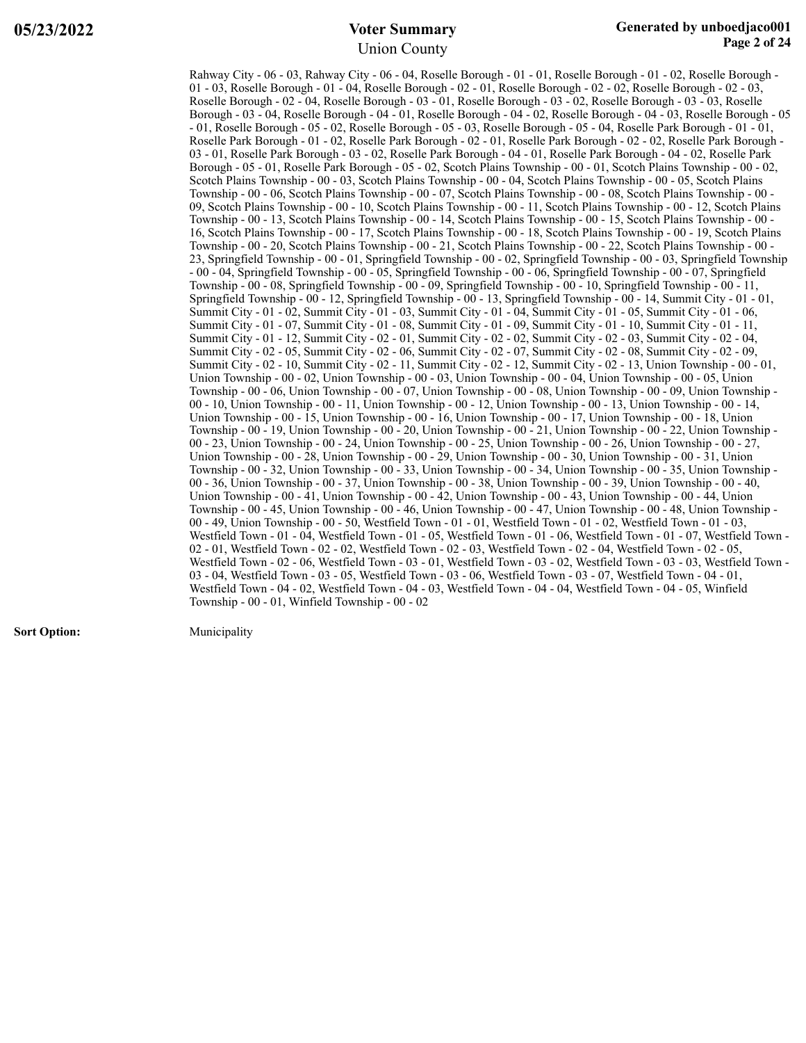Rahway City - 06 - 03, Rahway City - 06 - 04, Roselle Borough - 01 - 01, Roselle Borough - 01 - 02, Roselle Borough - 01 - 03, Roselle Borough - 01 - 04, Roselle Borough - 02 - 01, Roselle Borough - 02 - 02, Roselle Borough - 02 - 03, Roselle Borough - 02 - 04, Roselle Borough - 03 - 01, Roselle Borough - 03 - 02, Roselle Borough - 03 - 03, Roselle Borough - 03 - 04, Roselle Borough - 04 - 01, Roselle Borough - 04 - 02, Roselle Borough - 04 - 03, Roselle Borough - 05 - 01, Roselle Borough - 05 - 02, Roselle Borough - 05 - 03, Roselle Borough - 05 - 04, Roselle Park Borough - 01 - 01, Roselle Park Borough - 01 - 02, Roselle Park Borough - 02 - 01, Roselle Park Borough - 02 - 02, Roselle Park Borough - 03 - 01, Roselle Park Borough - 03 - 02, Roselle Park Borough - 04 - 01, Roselle Park Borough - 04 - 02, Roselle Park Borough - 05 - 01, Roselle Park Borough - 05 - 02, Scotch Plains Township - 00 - 01, Scotch Plains Township - 00 - 02, Scotch Plains Township - 00 - 03, Scotch Plains Township - 00 - 04, Scotch Plains Township - 00 - 05, Scotch Plains Township - 00 - 06, Scotch Plains Township - 00 - 07, Scotch Plains Township - 00 - 08, Scotch Plains Township - 00 - 09, Scotch Plains Township - 00 - 10, Scotch Plains Township - 00 - 11, Scotch Plains Township - 00 - 12, Scotch Plains Township - 00 - 13, Scotch Plains Township - 00 - 14, Scotch Plains Township - 00 - 15, Scotch Plains Township - 00 - 16, Scotch Plains Township - 00 - 17, Scotch Plains Township - 00 - 18, Scotch Plains Township - 00 - 19, Scotch Plains Township - 00 - 20, Scotch Plains Township - 00 - 21, Scotch Plains Township - 00 - 22, Scotch Plains Township - 00 - 23, Springfield Township - 00 - 01, Springfield Township - 00 - 02, Springfield Township - 00 - 03, Springfield Township - 00 - 04, Springfield Township - 00 - 05, Springfield Township - 00 - 06, Springfield Township - 00 - 07, Springfield Township - 00 - 08, Springfield Township - 00 - 09, Springfield Township - 00 - 10, Springfield Township - 00 - 11, Springfield Township - 00 - 12, Springfield Township - 00 - 13, Springfield Township - 00 - 14, Summit City - 01 - 01, Summit City - 01 - 02, Summit City - 01 - 03, Summit City - 01 - 04, Summit City - 01 - 05, Summit City - 01 - 06, Summit City - 01 - 07, Summit City - 01 - 08, Summit City - 01 - 09, Summit City - 01 - 10, Summit City - 01 - 11, Summit City - 01 - 12, Summit City - 02 - 01, Summit City - 02 - 02, Summit City - 02 - 03, Summit City - 02 - 04, Summit City - 02 - 05, Summit City - 02 - 06, Summit City - 02 - 07, Summit City - 02 - 08, Summit City - 02 - 09, Summit City - 02 - 10, Summit City - 02 - 11, Summit City - 02 - 12, Summit City - 02 - 13, Union Township - 00 - 01, Union Township - 00 - 02, Union Township - 00 - 03, Union Township - 00 - 04, Union Township - 00 - 05, Union Township - 00 - 06, Union Township - 00 - 07, Union Township - 00 - 08, Union Township - 00 - 09, Union Township - 00 - 10, Union Township - 00 - 11, Union Township - 00 - 12, Union Township - 00 - 13, Union Township - 00 - 14, Union Township - 00 - 15, Union Township - 00 - 16, Union Township - 00 - 17, Union Township - 00 - 18, Union Township - 00 - 19, Union Township - 00 - 20, Union Township - 00 - 21, Union Township - 00 - 22, Union Township - 00 - 23, Union Township - 00 - 24, Union Township - 00 - 25, Union Township - 00 - 26, Union Township - 00 - 27, Union Township - 00 - 28, Union Township - 00 - 29, Union Township - 00 - 30, Union Township - 00 - 31, Union Township - 00 - 32, Union Township - 00 - 33, Union Township - 00 - 34, Union Township - 00 - 35, Union Township - 00 - 36, Union Township - 00 - 37, Union Township - 00 - 38, Union Township - 00 - 39, Union Township - 00 - 40, Union Township - 00 - 41, Union Township - 00 - 42, Union Township - 00 - 43, Union Township - 00 - 44, Union Township - 00 - 45, Union Township - 00 - 46, Union Township - 00 - 47, Union Township - 00 - 48, Union Township - 00 - 49, Union Township - 00 - 50, Westfield Town - 01 - 01, Westfield Town - 01 - 02, Westfield Town - 01 - 03, Westfield Town - 01 - 04, Westfield Town - 01 - 05, Westfield Town - 01 - 06, Westfield Town - 01 - 07, Westfield Town - 02 - 01, Westfield Town - 02 - 02, Westfield Town - 02 - 03, Westfield Town - 02 - 04, Westfield Town - 02 - 05, Westfield Town - 02 - 06, Westfield Town - 03 - 01, Westfield Town - 03 - 02, Westfield Town - 03 - 03, Westfield Town - 03 - 04, Westfield Town - 03 - 05, Westfield Town - 03 - 06, Westfield Town - 03 - 07, Westfield Town - 04 - 01, Westfield Town - 04 - 02, Westfield Town - 04 - 03, Westfield Town - 04 - 04, Westfield Town - 04 - 05, Winfield Township - 00 - 01, Winfield Township - 00 - 02

**Sort Option:** Municipality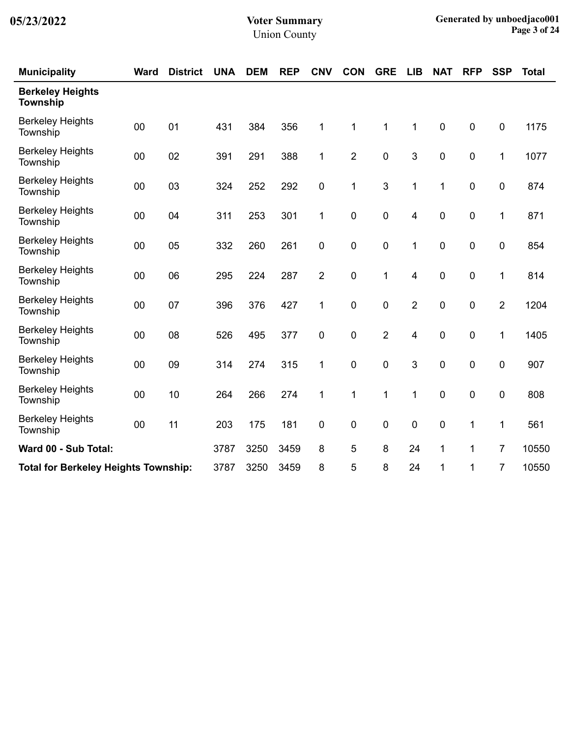| Municipality | Ward | District | UNA | DEM | REP | CNV | CON | GRE | LIB | NAT | RFP | SSP | Total |
|---|---|---|---|---|---|---|---|---|---|---|---|---|---|
| **Berkeley Heights Township** | | | | | | | | | | | | | |
| Berkeley Heights Township | 00 | 01 | 431 | 384 | 356 | 1 | 1 | 1 | 1 | 0 | 0 | 0 | 1175 |
| Berkeley Heights Township | 00 | 02 | 391 | 291 | 388 | 1 | 2 | 0 | 3 | 0 | 0 | 1 | 1077 |
| Berkeley Heights Township | 00 | 03 | 324 | 252 | 292 | 0 | 1 | 3 | 1 | 1 | 0 | 0 | 874 |
| Berkeley Heights Township | 00 | 04 | 311 | 253 | 301 | 1 | 0 | 0 | 4 | 0 | 0 | 1 | 871 |
| Berkeley Heights Township | 00 | 05 | 332 | 260 | 261 | 0 | 0 | 0 | 1 | 0 | 0 | 0 | 854 |
| Berkeley Heights Township | 00 | 06 | 295 | 224 | 287 | 2 | 0 | 1 | 4 | 0 | 0 | 1 | 814 |
| Berkeley Heights Township | 00 | 07 | 396 | 376 | 427 | 1 | 0 | 0 | 2 | 0 | 0 | 2 | 1204 |
| Berkeley Heights Township | 00 | 08 | 526 | 495 | 377 | 0 | 0 | 2 | 4 | 0 | 0 | 1 | 1405 |
| Berkeley Heights Township | 00 | 09 | 314 | 274 | 315 | 1 | 0 | 0 | 3 | 0 | 0 | 0 | 907 |
| Berkeley Heights Township | 00 | 10 | 264 | 266 | 274 | 1 | 1 | 1 | 1 | 0 | 0 | 0 | 808 |
| Berkeley Heights Township | 00 | 11 | 203 | 175 | 181 | 0 | 0 | 0 | 0 | 0 | 1 | 1 | 561 |
| **Ward 00 - Sub Total:** | | | 3787 | 3250 | 3459 | 8 | 5 | 8 | 24 | 1 | 1 | 7 | 10550 |
| **Total for Berkeley Heights Township:** | | | 3787 | 3250 | 3459 | 8 | 5 | 8 | 24 | 1 | 1 | 7 | 10550 |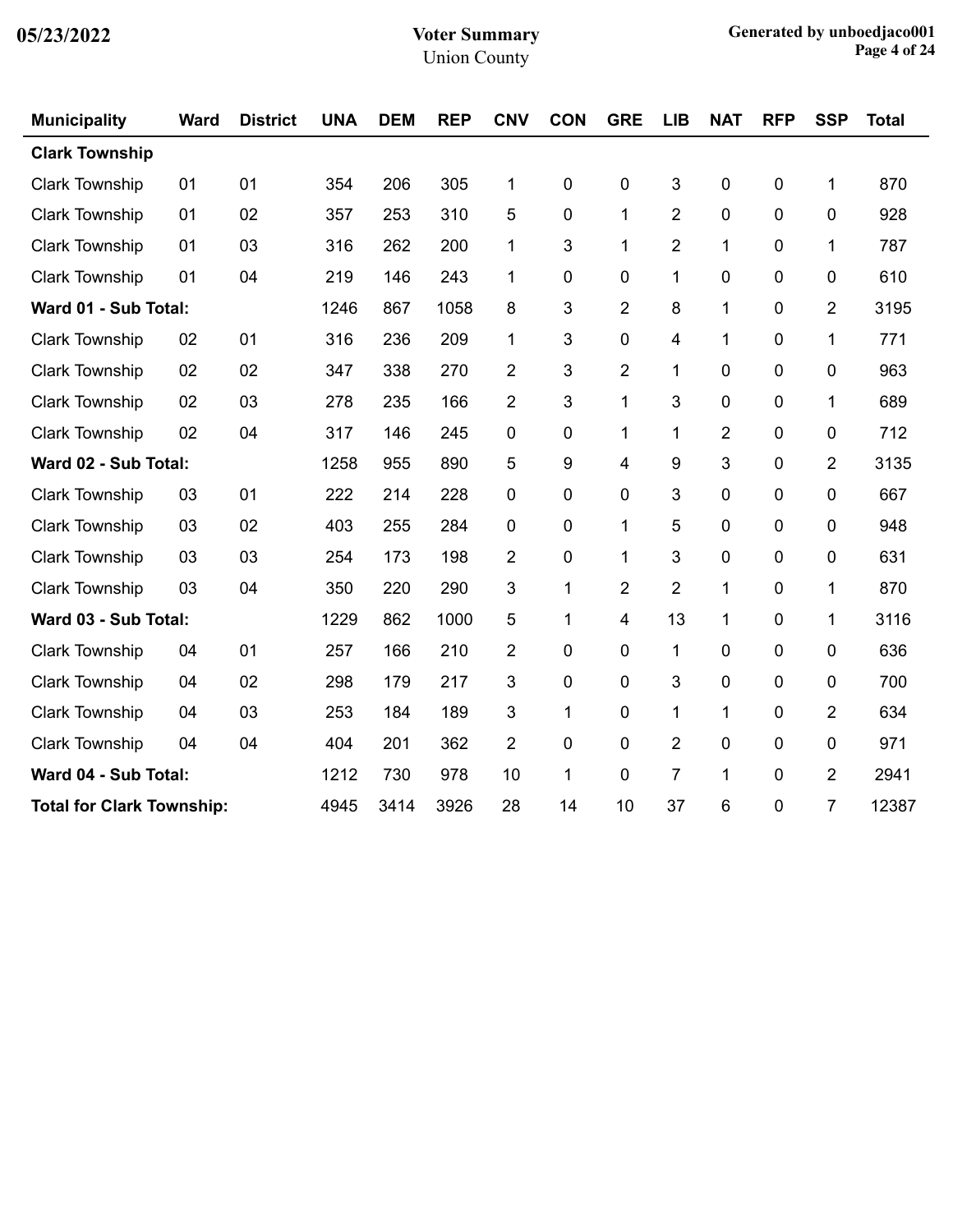# Voter Summary

Union County

05/23/2022

Generated by unboedjaco001

| Municipality | Ward | District | UNA | DEM | REP | CNV | CON | GRE | LIB | NAT | RFP | SSP | Total |
|---|---|---|---|---|---|---|---|---|---|---|---|---|---|
| **Clark Township** | | | | | | | | | | | | | |
| Clark Township | 01 | 01 | 354 | 206 | 305 | 1 | 0 | 0 | 3 | 0 | 0 | 1 | 870 |
| Clark Township | 01 | 02 | 357 | 253 | 310 | 5 | 0 | 1 | 2 | 0 | 0 | 0 | 928 |
| Clark Township | 01 | 03 | 316 | 262 | 200 | 1 | 3 | 1 | 2 | 1 | 0 | 1 | 787 |
| Clark Township | 01 | 04 | 219 | 146 | 243 | 1 | 0 | 0 | 1 | 0 | 0 | 0 | 610 |
| **Ward 01 - Sub Total:** | | | 1246 | 867 | 1058 | 8 | 3 | 2 | 8 | 1 | 0 | 2 | 3195 |
| Clark Township | 02 | 01 | 316 | 236 | 209 | 1 | 3 | 0 | 4 | 1 | 0 | 1 | 771 |
| Clark Township | 02 | 02 | 347 | 338 | 270 | 2 | 3 | 2 | 1 | 0 | 0 | 0 | 963 |
| Clark Township | 02 | 03 | 278 | 235 | 166 | 2 | 3 | 1 | 3 | 0 | 0 | 1 | 689 |
| Clark Township | 02 | 04 | 317 | 146 | 245 | 0 | 0 | 1 | 1 | 2 | 0 | 0 | 712 |
| **Ward 02 - Sub Total:** | | | 1258 | 955 | 890 | 5 | 9 | 4 | 9 | 3 | 0 | 2 | 3135 |
| Clark Township | 03 | 01 | 222 | 214 | 228 | 0 | 0 | 0 | 3 | 0 | 0 | 0 | 667 |
| Clark Township | 03 | 02 | 403 | 255 | 284 | 0 | 0 | 1 | 5 | 0 | 0 | 0 | 948 |
| Clark Township | 03 | 03 | 254 | 173 | 198 | 2 | 0 | 1 | 3 | 0 | 0 | 0 | 631 |
| Clark Township | 03 | 04 | 350 | 220 | 290 | 3 | 1 | 2 | 2 | 1 | 0 | 1 | 870 |
| **Ward 03 - Sub Total:** | | | 1229 | 862 | 1000 | 5 | 1 | 4 | 13 | 1 | 0 | 1 | 3116 |
| Clark Township | 04 | 01 | 257 | 166 | 210 | 2 | 0 | 0 | 1 | 0 | 0 | 0 | 636 |
| Clark Township | 04 | 02 | 298 | 179 | 217 | 3 | 0 | 0 | 3 | 0 | 0 | 0 | 700 |
| Clark Township | 04 | 03 | 253 | 184 | 189 | 3 | 1 | 0 | 1 | 1 | 0 | 2 | 634 |
| Clark Township | 04 | 04 | 404 | 201 | 362 | 2 | 0 | 0 | 2 | 0 | 0 | 0 | 971 |
| **Ward 04 - Sub Total:** | | | 1212 | 730 | 978 | 10 | 1 | 0 | 7 | 1 | 0 | 2 | 2941 |
| **Total for Clark Township:** | | | 4945 | 3414 | 3926 | 28 | 14 | 10 | 37 | 6 | 0 | 7 | 12387 |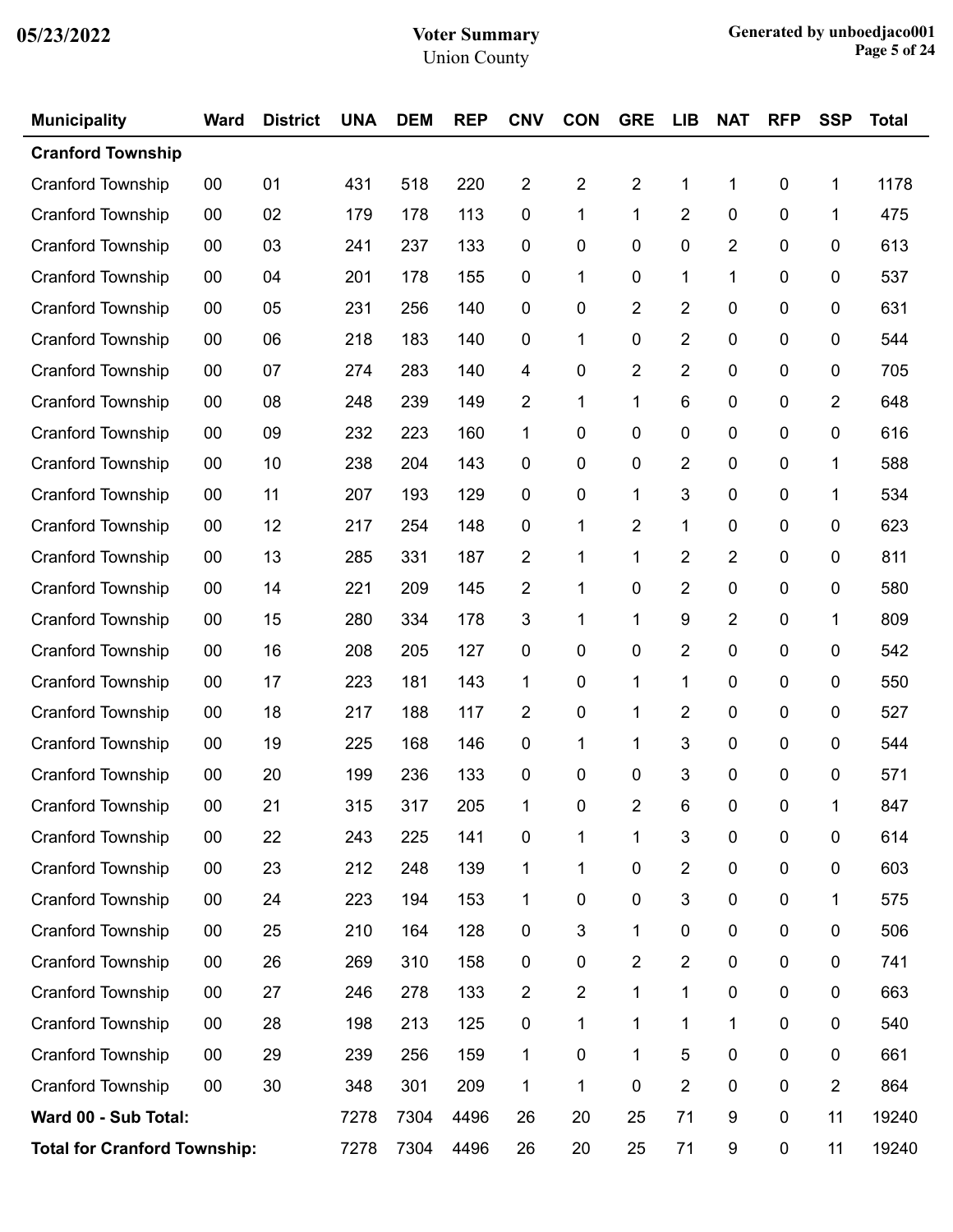| Municipality | Ward | District | UNA | DEM | REP | CNV | CON | GRE | LIB | NAT | RFP | SSP | Total |
|---|---|---|---|---|---|---|---|---|---|---|---|---|---|
| **Cranford Township** | | | | | | | | | | | | | |
| Cranford Township | 00 | 01 | 431 | 518 | 220 | 2 | 2 | 2 | 1 | 1 | 0 | 1 | 1178 |
| Cranford Township | 00 | 02 | 179 | 178 | 113 | 0 | 1 | 1 | 2 | 0 | 0 | 1 | 475 |
| Cranford Township | 00 | 03 | 241 | 237 | 133 | 0 | 0 | 0 | 0 | 2 | 0 | 0 | 613 |
| Cranford Township | 00 | 04 | 201 | 178 | 155 | 0 | 1 | 0 | 1 | 1 | 0 | 0 | 537 |
| Cranford Township | 00 | 05 | 231 | 256 | 140 | 0 | 0 | 2 | 2 | 0 | 0 | 0 | 631 |
| Cranford Township | 00 | 06 | 218 | 183 | 140 | 0 | 1 | 0 | 2 | 0 | 0 | 0 | 544 |
| Cranford Township | 00 | 07 | 274 | 283 | 140 | 4 | 0 | 2 | 2 | 0 | 0 | 0 | 705 |
| Cranford Township | 00 | 08 | 248 | 239 | 149 | 2 | 1 | 1 | 6 | 0 | 0 | 2 | 648 |
| Cranford Township | 00 | 09 | 232 | 223 | 160 | 1 | 0 | 0 | 0 | 0 | 0 | 0 | 616 |
| Cranford Township | 00 | 10 | 238 | 204 | 143 | 0 | 0 | 0 | 2 | 0 | 0 | 1 | 588 |
| Cranford Township | 00 | 11 | 207 | 193 | 129 | 0 | 0 | 1 | 3 | 0 | 0 | 1 | 534 |
| Cranford Township | 00 | 12 | 217 | 254 | 148 | 0 | 1 | 2 | 1 | 0 | 0 | 0 | 623 |
| Cranford Township | 00 | 13 | 285 | 331 | 187 | 2 | 1 | 1 | 2 | 2 | 0 | 0 | 811 |
| Cranford Township | 00 | 14 | 221 | 209 | 145 | 2 | 1 | 0 | 2 | 0 | 0 | 0 | 580 |
| Cranford Township | 00 | 15 | 280 | 334 | 178 | 3 | 1 | 1 | 9 | 2 | 0 | 1 | 809 |
| Cranford Township | 00 | 16 | 208 | 205 | 127 | 0 | 0 | 0 | 2 | 0 | 0 | 0 | 542 |
| Cranford Township | 00 | 17 | 223 | 181 | 143 | 1 | 0 | 1 | 1 | 0 | 0 | 0 | 550 |
| Cranford Township | 00 | 18 | 217 | 188 | 117 | 2 | 0 | 1 | 2 | 0 | 0 | 0 | 527 |
| Cranford Township | 00 | 19 | 225 | 168 | 146 | 0 | 1 | 1 | 3 | 0 | 0 | 0 | 544 |
| Cranford Township | 00 | 20 | 199 | 236 | 133 | 0 | 0 | 0 | 3 | 0 | 0 | 0 | 571 |
| Cranford Township | 00 | 21 | 315 | 317 | 205 | 1 | 0 | 2 | 6 | 0 | 0 | 1 | 847 |
| Cranford Township | 00 | 22 | 243 | 225 | 141 | 0 | 1 | 1 | 3 | 0 | 0 | 0 | 614 |
| Cranford Township | 00 | 23 | 212 | 248 | 139 | 1 | 1 | 0 | 2 | 0 | 0 | 0 | 603 |
| Cranford Township | 00 | 24 | 223 | 194 | 153 | 1 | 0 | 0 | 3 | 0 | 0 | 1 | 575 |
| Cranford Township | 00 | 25 | 210 | 164 | 128 | 0 | 3 | 1 | 0 | 0 | 0 | 0 | 506 |
| Cranford Township | 00 | 26 | 269 | 310 | 158 | 0 | 0 | 2 | 2 | 0 | 0 | 0 | 741 |
| Cranford Township | 00 | 27 | 246 | 278 | 133 | 2 | 2 | 1 | 1 | 0 | 0 | 0 | 663 |
| Cranford Township | 00 | 28 | 198 | 213 | 125 | 0 | 1 | 1 | 1 | 1 | 0 | 0 | 540 |
| Cranford Township | 00 | 29 | 239 | 256 | 159 | 1 | 0 | 1 | 5 | 0 | 0 | 0 | 661 |
| Cranford Township | 00 | 30 | 348 | 301 | 209 | 1 | 1 | 0 | 2 | 0 | 0 | 2 | 864 |
| **Ward 00 - Sub Total:** | | | 7278 | 7304 | 4496 | 26 | 20 | 25 | 71 | 9 | 0 | 11 | 19240 |
| **Total for Cranford Township:** | | | 7278 | 7304 | 4496 | 26 | 20 | 25 | 71 | 9 | 0 | 11 | 19240 |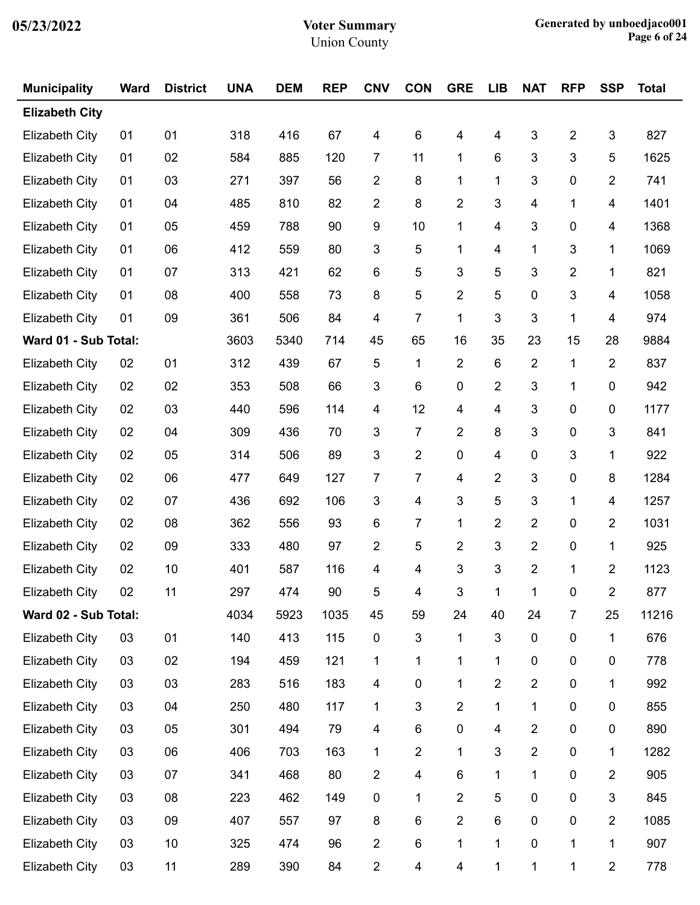| Municipality | Ward | District | UNA | DEM | REP | CNV | CON | GRE | LIB | NAT | RFP | SSP | Total |
|---|---|---|---|---|---|---|---|---|---|---|---|---|---|
| **Elizabeth City** | | | | | | | | | | | | | |
| Elizabeth City | 01 | 01 | 318 | 416 | 67 | 4 | 6 | 4 | 4 | 3 | 2 | 3 | 827 |
| Elizabeth City | 01 | 02 | 584 | 885 | 120 | 7 | 11 | 1 | 6 | 3 | 3 | 5 | 1625 |
| Elizabeth City | 01 | 03 | 271 | 397 | 56 | 2 | 8 | 1 | 1 | 3 | 0 | 2 | 741 |
| Elizabeth City | 01 | 04 | 485 | 810 | 82 | 2 | 8 | 2 | 3 | 4 | 1 | 4 | 1401 |
| Elizabeth City | 01 | 05 | 459 | 788 | 90 | 9 | 10 | 1 | 4 | 3 | 0 | 4 | 1368 |
| Elizabeth City | 01 | 06 | 412 | 559 | 80 | 3 | 5 | 1 | 4 | 1 | 3 | 1 | 1069 |
| Elizabeth City | 01 | 07 | 313 | 421 | 62 | 6 | 5 | 3 | 5 | 3 | 2 | 1 | 821 |
| Elizabeth City | 01 | 08 | 400 | 558 | 73 | 8 | 5 | 2 | 5 | 0 | 3 | 4 | 1058 |
| Elizabeth City | 01 | 09 | 361 | 506 | 84 | 4 | 7 | 1 | 3 | 3 | 1 | 4 | 974 |
| **Ward 01 - Sub Total:** | | | 3603 | 5340 | 714 | 45 | 65 | 16 | 35 | 23 | 15 | 28 | 9884 |
| Elizabeth City | 02 | 01 | 312 | 439 | 67 | 5 | 1 | 2 | 6 | 2 | 1 | 2 | 837 |
| Elizabeth City | 02 | 02 | 353 | 508 | 66 | 3 | 6 | 0 | 2 | 3 | 1 | 0 | 942 |
| Elizabeth City | 02 | 03 | 440 | 596 | 114 | 4 | 12 | 4 | 4 | 3 | 0 | 0 | 1177 |
| Elizabeth City | 02 | 04 | 309 | 436 | 70 | 3 | 7 | 2 | 8 | 3 | 0 | 3 | 841 |
| Elizabeth City | 02 | 05 | 314 | 506 | 89 | 3 | 2 | 0 | 4 | 0 | 3 | 1 | 922 |
| Elizabeth City | 02 | 06 | 477 | 649 | 127 | 7 | 7 | 4 | 2 | 3 | 0 | 8 | 1284 |
| Elizabeth City | 02 | 07 | 436 | 692 | 106 | 3 | 4 | 3 | 5 | 3 | 1 | 4 | 1257 |
| Elizabeth City | 02 | 08 | 362 | 556 | 93 | 6 | 7 | 1 | 2 | 2 | 0 | 2 | 1031 |
| Elizabeth City | 02 | 09 | 333 | 480 | 97 | 2 | 5 | 2 | 3 | 2 | 0 | 1 | 925 |
| Elizabeth City | 02 | 10 | 401 | 587 | 116 | 4 | 4 | 3 | 3 | 2 | 1 | 2 | 1123 |
| Elizabeth City | 02 | 11 | 297 | 474 | 90 | 5 | 4 | 3 | 1 | 1 | 0 | 2 | 877 |
| **Ward 02 - Sub Total:** | | | 4034 | 5923 | 1035 | 45 | 59 | 24 | 40 | 24 | 7 | 25 | 11216 |
| Elizabeth City | 03 | 01 | 140 | 413 | 115 | 0 | 3 | 1 | 3 | 0 | 0 | 1 | 676 |
| Elizabeth City | 03 | 02 | 194 | 459 | 121 | 1 | 1 | 1 | 1 | 0 | 0 | 0 | 778 |
| Elizabeth City | 03 | 03 | 283 | 516 | 183 | 4 | 0 | 1 | 2 | 2 | 0 | 1 | 992 |
| Elizabeth City | 03 | 04 | 250 | 480 | 117 | 1 | 3 | 2 | 1 | 1 | 0 | 0 | 855 |
| Elizabeth City | 03 | 05 | 301 | 494 | 79 | 4 | 6 | 0 | 4 | 2 | 0 | 0 | 890 |
| Elizabeth City | 03 | 06 | 406 | 703 | 163 | 1 | 2 | 1 | 3 | 2 | 0 | 1 | 1282 |
| Elizabeth City | 03 | 07 | 341 | 468 | 80 | 2 | 4 | 6 | 1 | 1 | 0 | 2 | 905 |
| Elizabeth City | 03 | 08 | 223 | 462 | 149 | 0 | 1 | 2 | 5 | 0 | 0 | 3 | 845 |
| Elizabeth City | 03 | 09 | 407 | 557 | 97 | 8 | 6 | 2 | 6 | 0 | 0 | 2 | 1085 |
| Elizabeth City | 03 | 10 | 325 | 474 | 96 | 2 | 6 | 1 | 1 | 0 | 1 | 1 | 907 |
| Elizabeth City | 03 | 11 | 289 | 390 | 84 | 2 | 4 | 4 | 1 | 1 | 1 | 2 | 778 |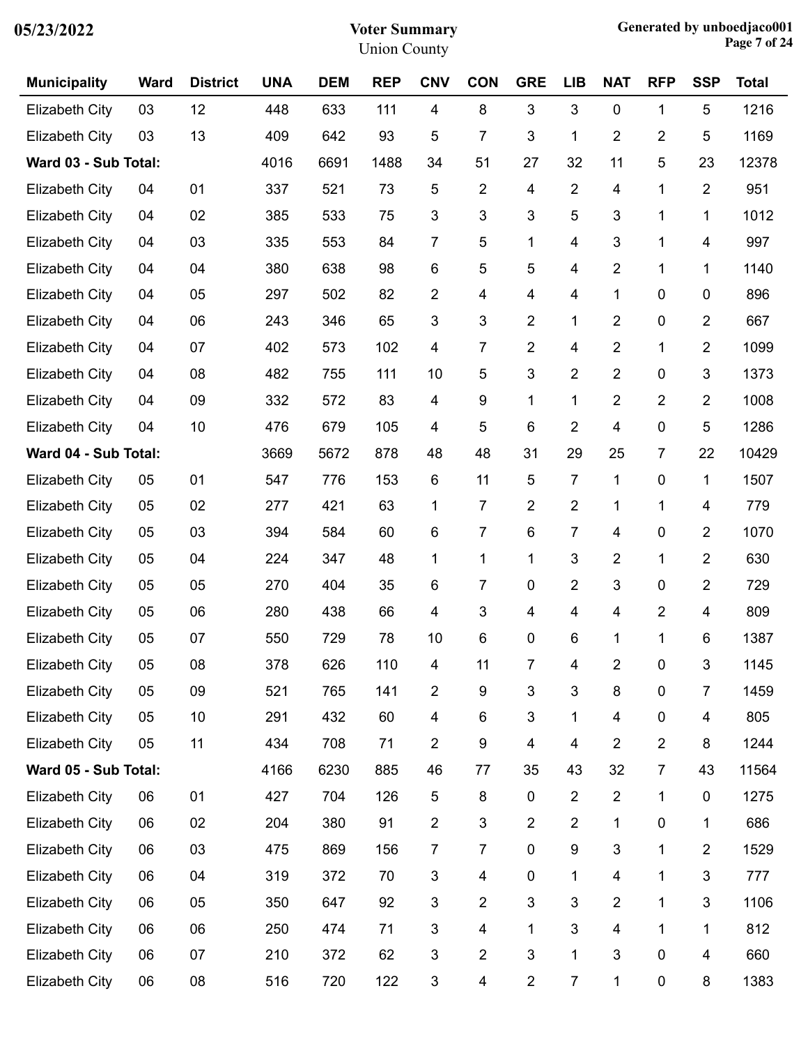**Voter Summary**

Union County

05/23/2022

Generated by unboedjaco001

| Municipality | Ward | District | UNA | DEM | REP | CNV | CON | GRE | LIB | NAT | RFP | SSP | Total |
|---|---|---|---|---|---|---|---|---|---|---|---|---|---|
| Elizabeth City | 03 | 12 | 448 | 633 | 111 | 4 | 8 | 3 | 3 | 0 | 1 | 5 | 1216 |
| Elizabeth City | 03 | 13 | 409 | 642 | 93 | 5 | 7 | 3 | 1 | 2 | 2 | 5 | 1169 |
| **Ward 03 - Sub Total:** | | | 4016 | 6691 | 1488 | 34 | 51 | 27 | 32 | 11 | 5 | 23 | 12378 |
| Elizabeth City | 04 | 01 | 337 | 521 | 73 | 5 | 2 | 4 | 2 | 4 | 1 | 2 | 951 |
| Elizabeth City | 04 | 02 | 385 | 533 | 75 | 3 | 3 | 3 | 5 | 3 | 1 | 1 | 1012 |
| Elizabeth City | 04 | 03 | 335 | 553 | 84 | 7 | 5 | 1 | 4 | 3 | 1 | 4 | 997 |
| Elizabeth City | 04 | 04 | 380 | 638 | 98 | 6 | 5 | 5 | 4 | 2 | 1 | 1 | 1140 |
| Elizabeth City | 04 | 05 | 297 | 502 | 82 | 2 | 4 | 4 | 4 | 1 | 0 | 0 | 896 |
| Elizabeth City | 04 | 06 | 243 | 346 | 65 | 3 | 3 | 2 | 1 | 2 | 0 | 2 | 667 |
| Elizabeth City | 04 | 07 | 402 | 573 | 102 | 4 | 7 | 2 | 4 | 2 | 1 | 2 | 1099 |
| Elizabeth City | 04 | 08 | 482 | 755 | 111 | 10 | 5 | 3 | 2 | 2 | 0 | 3 | 1373 |
| Elizabeth City | 04 | 09 | 332 | 572 | 83 | 4 | 9 | 1 | 1 | 2 | 2 | 2 | 1008 |
| Elizabeth City | 04 | 10 | 476 | 679 | 105 | 4 | 5 | 6 | 2 | 4 | 0 | 5 | 1286 |
| **Ward 04 - Sub Total:** | | | 3669 | 5672 | 878 | 48 | 48 | 31 | 29 | 25 | 7 | 22 | 10429 |
| Elizabeth City | 05 | 01 | 547 | 776 | 153 | 6 | 11 | 5 | 7 | 1 | 0 | 1 | 1507 |
| Elizabeth City | 05 | 02 | 277 | 421 | 63 | 1 | 7 | 2 | 2 | 1 | 1 | 4 | 779 |
| Elizabeth City | 05 | 03 | 394 | 584 | 60 | 6 | 7 | 6 | 7 | 4 | 0 | 2 | 1070 |
| Elizabeth City | 05 | 04 | 224 | 347 | 48 | 1 | 1 | 1 | 3 | 2 | 1 | 2 | 630 |
| Elizabeth City | 05 | 05 | 270 | 404 | 35 | 6 | 7 | 0 | 2 | 3 | 0 | 2 | 729 |
| Elizabeth City | 05 | 06 | 280 | 438 | 66 | 4 | 3 | 4 | 4 | 4 | 2 | 4 | 809 |
| Elizabeth City | 05 | 07 | 550 | 729 | 78 | 10 | 6 | 0 | 6 | 1 | 1 | 6 | 1387 |
| Elizabeth City | 05 | 08 | 378 | 626 | 110 | 4 | 11 | 7 | 4 | 2 | 0 | 3 | 1145 |
| Elizabeth City | 05 | 09 | 521 | 765 | 141 | 2 | 9 | 3 | 3 | 8 | 0 | 7 | 1459 |
| Elizabeth City | 05 | 10 | 291 | 432 | 60 | 4 | 6 | 3 | 1 | 4 | 0 | 4 | 805 |
| Elizabeth City | 05 | 11 | 434 | 708 | 71 | 2 | 9 | 4 | 4 | 2 | 2 | 8 | 1244 |
| **Ward 05 - Sub Total:** | | | 4166 | 6230 | 885 | 46 | 77 | 35 | 43 | 32 | 7 | 43 | 11564 |
| Elizabeth City | 06 | 01 | 427 | 704 | 126 | 5 | 8 | 0 | 2 | 2 | 1 | 0 | 1275 |
| Elizabeth City | 06 | 02 | 204 | 380 | 91 | 2 | 3 | 2 | 2 | 1 | 0 | 1 | 686 |
| Elizabeth City | 06 | 03 | 475 | 869 | 156 | 7 | 7 | 0 | 9 | 3 | 1 | 2 | 1529 |
| Elizabeth City | 06 | 04 | 319 | 372 | 70 | 3 | 4 | 0 | 1 | 4 | 1 | 3 | 777 |
| Elizabeth City | 06 | 05 | 350 | 647 | 92 | 3 | 2 | 3 | 3 | 2 | 1 | 3 | 1106 |
| Elizabeth City | 06 | 06 | 250 | 474 | 71 | 3 | 4 | 1 | 3 | 4 | 1 | 1 | 812 |
| Elizabeth City | 06 | 07 | 210 | 372 | 62 | 3 | 2 | 3 | 1 | 3 | 0 | 4 | 660 |
| Elizabeth City | 06 | 08 | 516 | 720 | 122 | 3 | 4 | 2 | 7 | 1 | 0 | 8 | 1383 |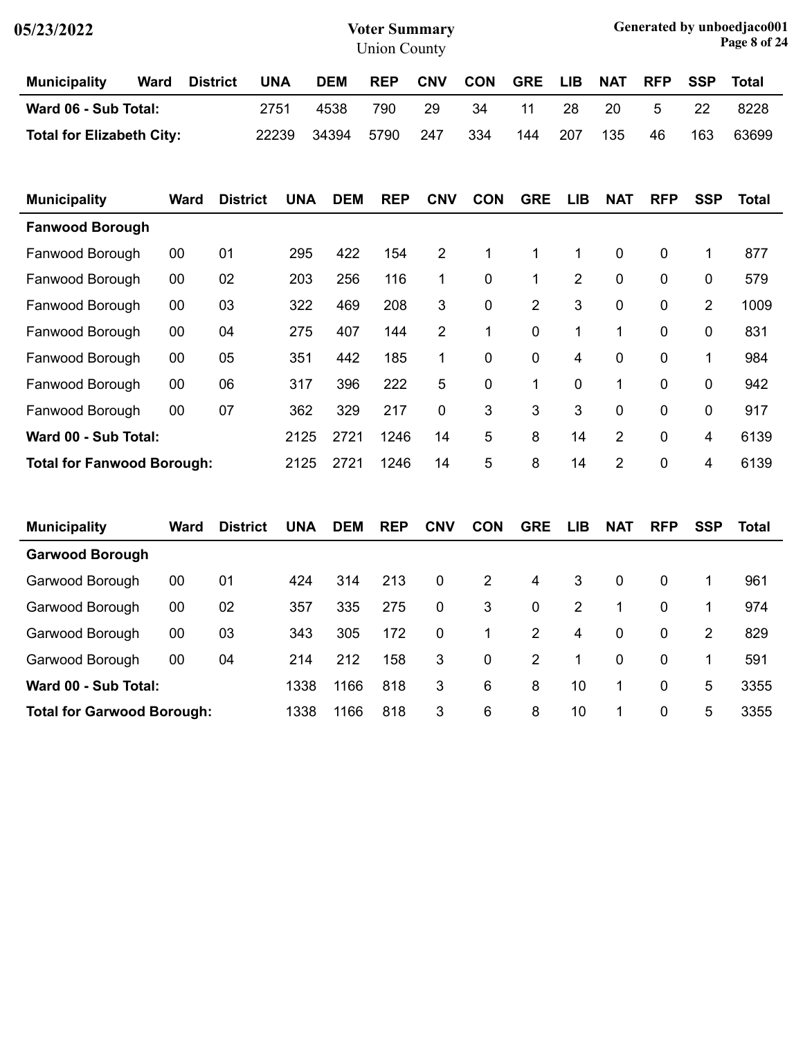| Municipality | Ward | District | UNA | DEM | REP | CNV | CON | GRE | LIB | NAT | RFP | SSP | Total |
|---|---|---|---|---|---|---|---|---|---|---|---|---|---|
| **Ward 06 - Sub Total:** | | | 2751 | 4538 | 790 | 29 | 34 | 11 | 28 | 20 | 5 | 22 | 8228 |
| **Total for Elizabeth City:** | | | 22239 | 34394 | 5790 | 247 | 334 | 144 | 207 | 135 | 46 | 163 | 63699 |

| Municipality | Ward | District | UNA | DEM | REP | CNV | CON | GRE | LIB | NAT | RFP | SSP | Total |
|---|---|---|---|---|---|---|---|---|---|---|---|---|---|
| **Fanwood Borough** | | | | | | | | | | | | | |
| Fanwood Borough | 00 | 01 | 295 | 422 | 154 | 2 | 1 | 1 | 1 | 0 | 0 | 1 | 877 |
| Fanwood Borough | 00 | 02 | 203 | 256 | 116 | 1 | 0 | 1 | 2 | 0 | 0 | 0 | 579 |
| Fanwood Borough | 00 | 03 | 322 | 469 | 208 | 3 | 0 | 2 | 3 | 0 | 0 | 2 | 1009 |
| Fanwood Borough | 00 | 04 | 275 | 407 | 144 | 2 | 1 | 0 | 1 | 1 | 0 | 0 | 831 |
| Fanwood Borough | 00 | 05 | 351 | 442 | 185 | 1 | 0 | 0 | 4 | 0 | 0 | 1 | 984 |
| Fanwood Borough | 00 | 06 | 317 | 396 | 222 | 5 | 0 | 1 | 0 | 1 | 0 | 0 | 942 |
| Fanwood Borough | 00 | 07 | 362 | 329 | 217 | 0 | 3 | 3 | 3 | 0 | 0 | 0 | 917 |
| **Ward 00 - Sub Total:** | | | 2125 | 2721 | 1246 | 14 | 5 | 8 | 14 | 2 | 0 | 4 | 6139 |
| **Total for Fanwood Borough:** | | | 2125 | 2721 | 1246 | 14 | 5 | 8 | 14 | 2 | 0 | 4 | 6139 |

| Municipality | Ward | District | UNA | DEM | REP | CNV | CON | GRE | LIB | NAT | RFP | SSP | Total |
|---|---|---|---|---|---|---|---|---|---|---|---|---|---|
| **Garwood Borough** | | | | | | | | | | | | | |
| Garwood Borough | 00 | 01 | 424 | 314 | 213 | 0 | 2 | 4 | 3 | 0 | 0 | 1 | 961 |
| Garwood Borough | 00 | 02 | 357 | 335 | 275 | 0 | 3 | 0 | 2 | 1 | 0 | 1 | 974 |
| Garwood Borough | 00 | 03 | 343 | 305 | 172 | 0 | 1 | 2 | 4 | 0 | 0 | 2 | 829 |
| Garwood Borough | 00 | 04 | 214 | 212 | 158 | 3 | 0 | 2 | 1 | 0 | 0 | 1 | 591 |
| **Ward 00 - Sub Total:** | | | 1338 | 1166 | 818 | 3 | 6 | 8 | 10 | 1 | 0 | 5 | 3355 |
| **Total for Garwood Borough:** | | | 1338 | 1166 | 818 | 3 | 6 | 8 | 10 | 1 | 0 | 5 | 3355 |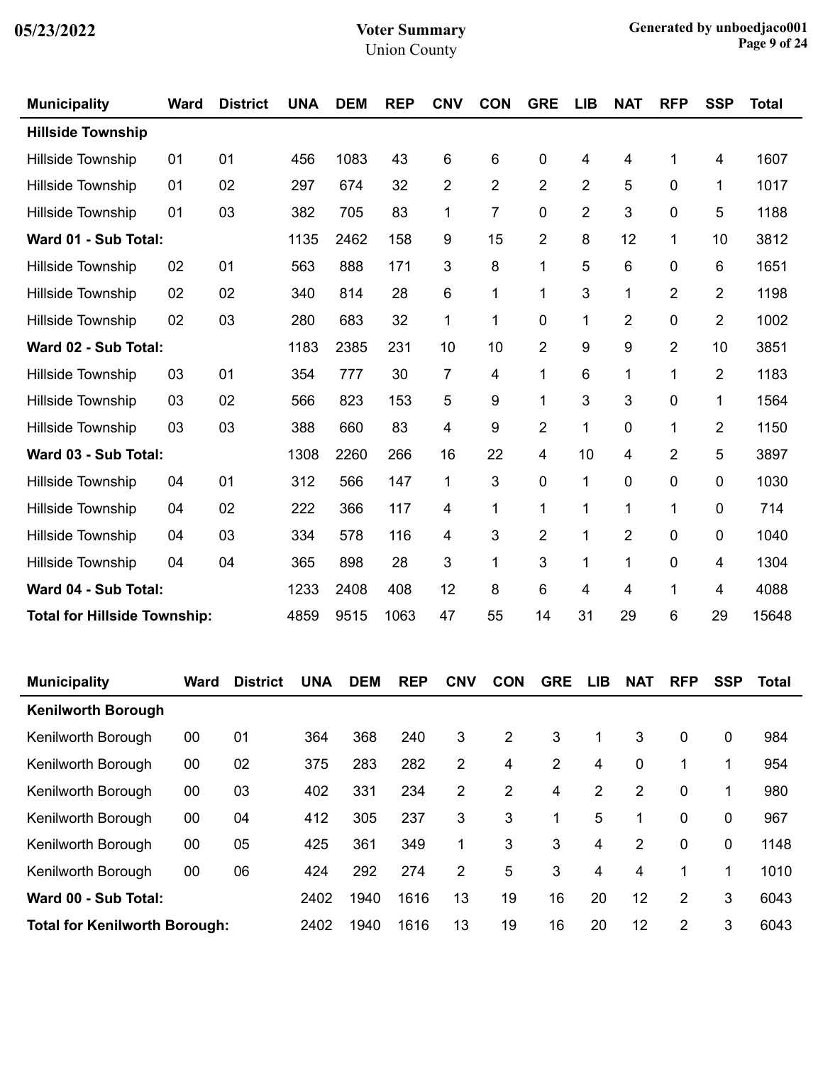| Municipality | Ward | District | UNA | DEM | REP | CNV | CON | GRE | LIB | NAT | RFP | SSP | Total |
|---|---|---|---|---|---|---|---|---|---|---|---|---|---|
| **Hillside Township** | | | | | | | | | | | | | |
| Hillside Township | 01 | 01 | 456 | 1083 | 43 | 6 | 6 | 0 | 4 | 4 | 1 | 4 | 1607 |
| Hillside Township | 01 | 02 | 297 | 674 | 32 | 2 | 2 | 2 | 2 | 5 | 0 | 1 | 1017 |
| Hillside Township | 01 | 03 | 382 | 705 | 83 | 1 | 7 | 0 | 2 | 3 | 0 | 5 | 1188 |
| **Ward 01 - Sub Total:** | | | 1135 | 2462 | 158 | 9 | 15 | 2 | 8 | 12 | 1 | 10 | 3812 |
| Hillside Township | 02 | 01 | 563 | 888 | 171 | 3 | 8 | 1 | 5 | 6 | 0 | 6 | 1651 |
| Hillside Township | 02 | 02 | 340 | 814 | 28 | 6 | 1 | 1 | 3 | 1 | 2 | 2 | 1198 |
| Hillside Township | 02 | 03 | 280 | 683 | 32 | 1 | 1 | 0 | 1 | 2 | 0 | 2 | 1002 |
| **Ward 02 - Sub Total:** | | | 1183 | 2385 | 231 | 10 | 10 | 2 | 9 | 9 | 2 | 10 | 3851 |
| Hillside Township | 03 | 01 | 354 | 777 | 30 | 7 | 4 | 1 | 6 | 1 | 1 | 2 | 1183 |
| Hillside Township | 03 | 02 | 566 | 823 | 153 | 5 | 9 | 1 | 3 | 3 | 0 | 1 | 1564 |
| Hillside Township | 03 | 03 | 388 | 660 | 83 | 4 | 9 | 2 | 1 | 0 | 1 | 2 | 1150 |
| **Ward 03 - Sub Total:** | | | 1308 | 2260 | 266 | 16 | 22 | 4 | 10 | 4 | 2 | 5 | 3897 |
| Hillside Township | 04 | 01 | 312 | 566 | 147 | 1 | 3 | 0 | 1 | 0 | 0 | 0 | 1030 |
| Hillside Township | 04 | 02 | 222 | 366 | 117 | 4 | 1 | 1 | 1 | 1 | 1 | 0 | 714 |
| Hillside Township | 04 | 03 | 334 | 578 | 116 | 4 | 3 | 2 | 1 | 2 | 0 | 0 | 1040 |
| Hillside Township | 04 | 04 | 365 | 898 | 28 | 3 | 1 | 3 | 1 | 1 | 0 | 4 | 1304 |
| **Ward 04 - Sub Total:** | | | 1233 | 2408 | 408 | 12 | 8 | 6 | 4 | 4 | 1 | 4 | 4088 |
| **Total for Hillside Township:** | | | 4859 | 9515 | 1063 | 47 | 55 | 14 | 31 | 29 | 6 | 29 | 15648 |

| Municipality | Ward | District | UNA | DEM | REP | CNV | CON | GRE | LIB | NAT | RFP | SSP | Total |
|---|---|---|---|---|---|---|---|---|---|---|---|---|---|
| **Kenilworth Borough** | | | | | | | | | | | | | |
| Kenilworth Borough | 00 | 01 | 364 | 368 | 240 | 3 | 2 | 3 | 1 | 3 | 0 | 0 | 984 |
| Kenilworth Borough | 00 | 02 | 375 | 283 | 282 | 2 | 4 | 2 | 4 | 0 | 1 | 1 | 954 |
| Kenilworth Borough | 00 | 03 | 402 | 331 | 234 | 2 | 2 | 4 | 2 | 2 | 0 | 1 | 980 |
| Kenilworth Borough | 00 | 04 | 412 | 305 | 237 | 3 | 3 | 1 | 5 | 1 | 0 | 0 | 967 |
| Kenilworth Borough | 00 | 05 | 425 | 361 | 349 | 1 | 3 | 3 | 4 | 2 | 0 | 0 | 1148 |
| Kenilworth Borough | 00 | 06 | 424 | 292 | 274 | 2 | 5 | 3 | 4 | 4 | 1 | 1 | 1010 |
| **Ward 00 - Sub Total:** | | | 2402 | 1940 | 1616 | 13 | 19 | 16 | 20 | 12 | 2 | 3 | 6043 |
| **Total for Kenilworth Borough:** | | | 2402 | 1940 | 1616 | 13 | 19 | 16 | 20 | 12 | 2 | 3 | 6043 |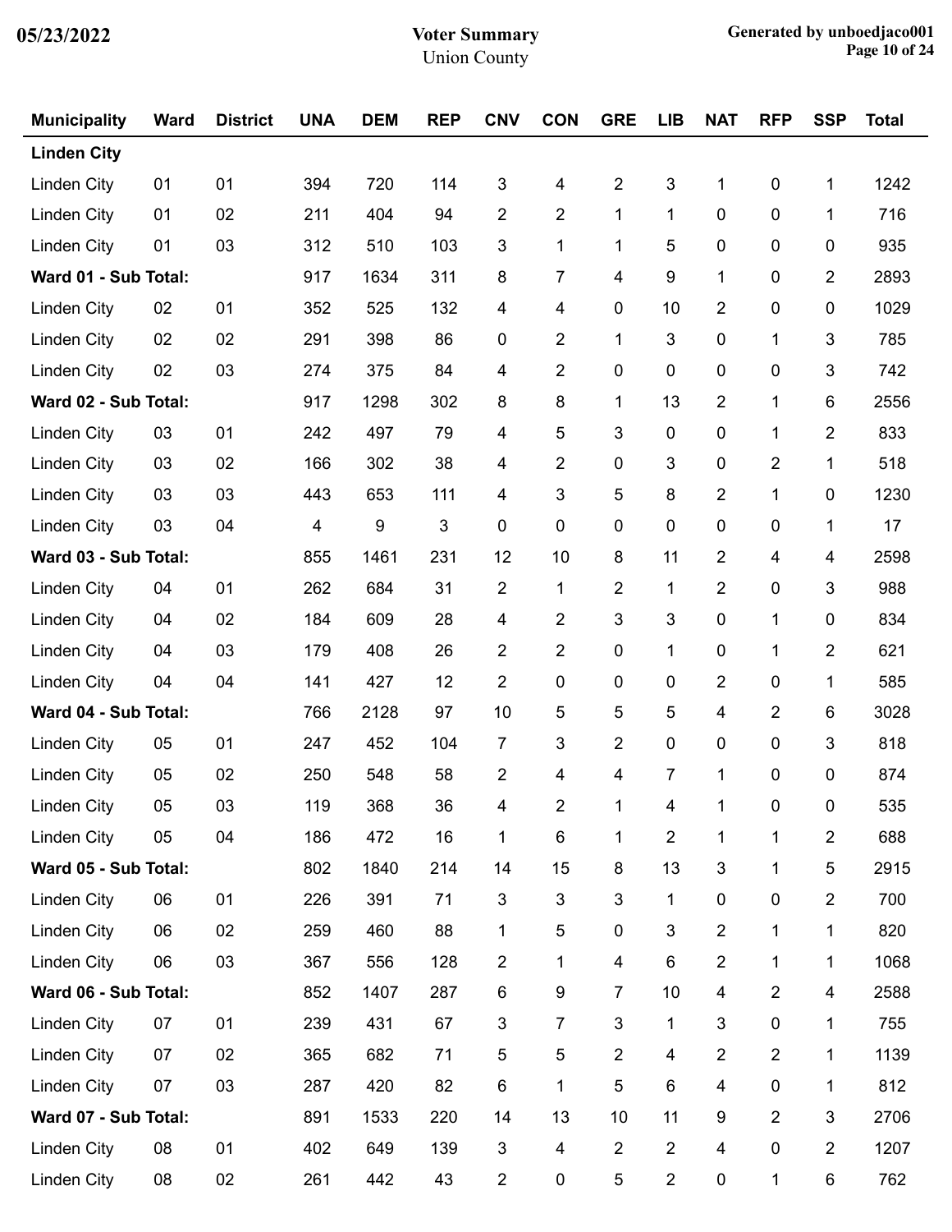| Municipality | Ward | District | UNA | DEM | REP | CNV | CON | GRE | LIB | NAT | RFP | SSP | Total |
|---|---|---|---|---|---|---|---|---|---|---|---|---|---|
| **Linden City** | | | | | | | | | | | | | |
| Linden City | 01 | 01 | 394 | 720 | 114 | 3 | 4 | 2 | 3 | 1 | 0 | 1 | 1242 |
| Linden City | 01 | 02 | 211 | 404 | 94 | 2 | 2 | 1 | 1 | 0 | 0 | 1 | 716 |
| Linden City | 01 | 03 | 312 | 510 | 103 | 3 | 1 | 1 | 5 | 0 | 0 | 0 | 935 |
| **Ward 01 - Sub Total:** | | | 917 | 1634 | 311 | 8 | 7 | 4 | 9 | 1 | 0 | 2 | 2893 |
| Linden City | 02 | 01 | 352 | 525 | 132 | 4 | 4 | 0 | 10 | 2 | 0 | 0 | 1029 |
| Linden City | 02 | 02 | 291 | 398 | 86 | 0 | 2 | 1 | 3 | 0 | 1 | 3 | 785 |
| Linden City | 02 | 03 | 274 | 375 | 84 | 4 | 2 | 0 | 0 | 0 | 0 | 3 | 742 |
| **Ward 02 - Sub Total:** | | | 917 | 1298 | 302 | 8 | 8 | 1 | 13 | 2 | 1 | 6 | 2556 |
| Linden City | 03 | 01 | 242 | 497 | 79 | 4 | 5 | 3 | 0 | 0 | 1 | 2 | 833 |
| Linden City | 03 | 02 | 166 | 302 | 38 | 4 | 2 | 0 | 3 | 0 | 2 | 1 | 518 |
| Linden City | 03 | 03 | 443 | 653 | 111 | 4 | 3 | 5 | 8 | 2 | 1 | 0 | 1230 |
| Linden City | 03 | 04 | 4 | 9 | 3 | 0 | 0 | 0 | 0 | 0 | 0 | 1 | 17 |
| **Ward 03 - Sub Total:** | | | 855 | 1461 | 231 | 12 | 10 | 8 | 11 | 2 | 4 | 4 | 2598 |
| Linden City | 04 | 01 | 262 | 684 | 31 | 2 | 1 | 2 | 1 | 2 | 0 | 3 | 988 |
| Linden City | 04 | 02 | 184 | 609 | 28 | 4 | 2 | 3 | 3 | 0 | 1 | 0 | 834 |
| Linden City | 04 | 03 | 179 | 408 | 26 | 2 | 2 | 0 | 1 | 0 | 1 | 2 | 621 |
| Linden City | 04 | 04 | 141 | 427 | 12 | 2 | 0 | 0 | 0 | 2 | 0 | 1 | 585 |
| **Ward 04 - Sub Total:** | | | 766 | 2128 | 97 | 10 | 5 | 5 | 5 | 4 | 2 | 6 | 3028 |
| Linden City | 05 | 01 | 247 | 452 | 104 | 7 | 3 | 2 | 0 | 0 | 0 | 3 | 818 |
| Linden City | 05 | 02 | 250 | 548 | 58 | 2 | 4 | 4 | 7 | 1 | 0 | 0 | 874 |
| Linden City | 05 | 03 | 119 | 368 | 36 | 4 | 2 | 1 | 4 | 1 | 0 | 0 | 535 |
| Linden City | 05 | 04 | 186 | 472 | 16 | 1 | 6 | 1 | 2 | 1 | 1 | 2 | 688 |
| **Ward 05 - Sub Total:** | | | 802 | 1840 | 214 | 14 | 15 | 8 | 13 | 3 | 1 | 5 | 2915 |
| Linden City | 06 | 01 | 226 | 391 | 71 | 3 | 3 | 3 | 1 | 0 | 0 | 2 | 700 |
| Linden City | 06 | 02 | 259 | 460 | 88 | 1 | 5 | 0 | 3 | 2 | 1 | 1 | 820 |
| Linden City | 06 | 03 | 367 | 556 | 128 | 2 | 1 | 4 | 6 | 2 | 1 | 1 | 1068 |
| **Ward 06 - Sub Total:** | | | 852 | 1407 | 287 | 6 | 9 | 7 | 10 | 4 | 2 | 4 | 2588 |
| Linden City | 07 | 01 | 239 | 431 | 67 | 3 | 7 | 3 | 1 | 3 | 0 | 1 | 755 |
| Linden City | 07 | 02 | 365 | 682 | 71 | 5 | 5 | 2 | 4 | 2 | 2 | 1 | 1139 |
| Linden City | 07 | 03 | 287 | 420 | 82 | 6 | 1 | 5 | 6 | 4 | 0 | 1 | 812 |
| **Ward 07 - Sub Total:** | | | 891 | 1533 | 220 | 14 | 13 | 10 | 11 | 9 | 2 | 3 | 2706 |
| Linden City | 08 | 01 | 402 | 649 | 139 | 3 | 4 | 2 | 2 | 4 | 0 | 2 | 1207 |
| Linden City | 08 | 02 | 261 | 442 | 43 | 2 | 0 | 5 | 2 | 0 | 1 | 6 | 762 |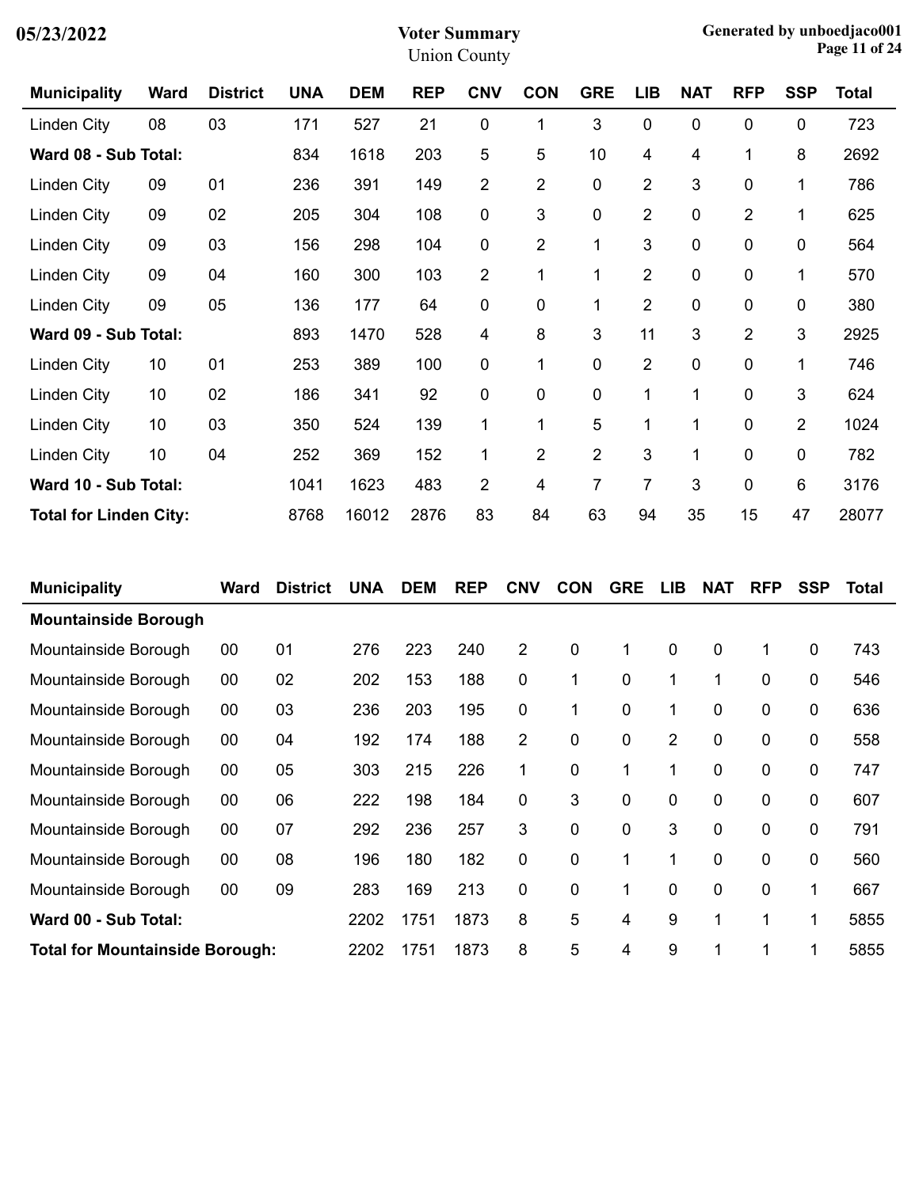| Municipality | Ward | District | UNA | DEM | REP | CNV | CON | GRE | LIB | NAT | RFP | SSP | Total |
|---|---|---|---|---|---|---|---|---|---|---|---|---|---|
| Linden City | 08 | 03 | 171 | 527 | 21 | 0 | 1 | 3 | 0 | 0 | 0 | 0 | 723 |
| **Ward 08 - Sub Total:** | | | 834 | 1618 | 203 | 5 | 5 | 10 | 4 | 4 | 1 | 8 | 2692 |
| Linden City | 09 | 01 | 236 | 391 | 149 | 2 | 2 | 0 | 2 | 3 | 0 | 1 | 786 |
| Linden City | 09 | 02 | 205 | 304 | 108 | 0 | 3 | 0 | 2 | 0 | 2 | 1 | 625 |
| Linden City | 09 | 03 | 156 | 298 | 104 | 0 | 2 | 1 | 3 | 0 | 0 | 0 | 564 |
| Linden City | 09 | 04 | 160 | 300 | 103 | 2 | 1 | 1 | 2 | 0 | 0 | 1 | 570 |
| Linden City | 09 | 05 | 136 | 177 | 64 | 0 | 0 | 1 | 2 | 0 | 0 | 0 | 380 |
| **Ward 09 - Sub Total:** | | | 893 | 1470 | 528 | 4 | 8 | 3 | 11 | 3 | 2 | 3 | 2925 |
| Linden City | 10 | 01 | 253 | 389 | 100 | 0 | 1 | 0 | 2 | 0 | 0 | 1 | 746 |
| Linden City | 10 | 02 | 186 | 341 | 92 | 0 | 0 | 0 | 1 | 1 | 0 | 3 | 624 |
| Linden City | 10 | 03 | 350 | 524 | 139 | 1 | 1 | 5 | 1 | 1 | 0 | 2 | 1024 |
| Linden City | 10 | 04 | 252 | 369 | 152 | 1 | 2 | 2 | 3 | 1 | 0 | 0 | 782 |
| **Ward 10 - Sub Total:** | | | 1041 | 1623 | 483 | 2 | 4 | 7 | 7 | 3 | 0 | 6 | 3176 |
| **Total for Linden City:** | | | 8768 | 16012 | 2876 | 83 | 84 | 63 | 94 | 35 | 15 | 47 | 28077 |

| Municipality | Ward | District | UNA | DEM | REP | CNV | CON | GRE | LIB | NAT | RFP | SSP | Total |
|---|---|---|---|---|---|---|---|---|---|---|---|---|---|
| **Mountainside Borough** | | | | | | | | | | | | | |
| Mountainside Borough | 00 | 01 | 276 | 223 | 240 | 2 | 0 | 1 | 0 | 0 | 1 | 0 | 743 |
| Mountainside Borough | 00 | 02 | 202 | 153 | 188 | 0 | 1 | 0 | 1 | 1 | 0 | 0 | 546 |
| Mountainside Borough | 00 | 03 | 236 | 203 | 195 | 0 | 1 | 0 | 1 | 0 | 0 | 0 | 636 |
| Mountainside Borough | 00 | 04 | 192 | 174 | 188 | 2 | 0 | 0 | 2 | 0 | 0 | 0 | 558 |
| Mountainside Borough | 00 | 05 | 303 | 215 | 226 | 1 | 0 | 1 | 1 | 0 | 0 | 0 | 747 |
| Mountainside Borough | 00 | 06 | 222 | 198 | 184 | 0 | 3 | 0 | 0 | 0 | 0 | 0 | 607 |
| Mountainside Borough | 00 | 07 | 292 | 236 | 257 | 3 | 0 | 0 | 3 | 0 | 0 | 0 | 791 |
| Mountainside Borough | 00 | 08 | 196 | 180 | 182 | 0 | 0 | 1 | 1 | 0 | 0 | 0 | 560 |
| Mountainside Borough | 00 | 09 | 283 | 169 | 213 | 0 | 0 | 1 | 0 | 0 | 0 | 1 | 667 |
| **Ward 00 - Sub Total:** | | | 2202 | 1751 | 1873 | 8 | 5 | 4 | 9 | 1 | 1 | 1 | 5855 |
| **Total for Mountainside Borough:** | | | 2202 | 1751 | 1873 | 8 | 5 | 4 | 9 | 1 | 1 | 1 | 5855 |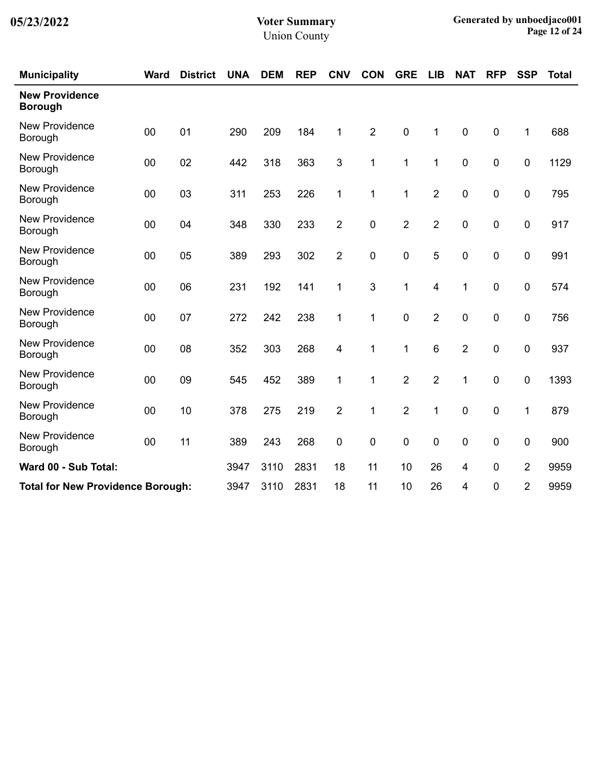# Voter Summary

Union County

| Municipality | Ward | District | UNA | DEM | REP | CNV | CON | GRE | LIB | NAT | RFP | SSP | Total |
|---|---|---|---|---|---|---|---|---|---|---|---|---|---|
| **New Providence Borough** | | | | | | | | | | | | | |
| New Providence Borough | 00 | 01 | 290 | 209 | 184 | 1 | 2 | 0 | 1 | 0 | 0 | 1 | 688 |
| New Providence Borough | 00 | 02 | 442 | 318 | 363 | 3 | 1 | 1 | 1 | 0 | 0 | 0 | 1129 |
| New Providence Borough | 00 | 03 | 311 | 253 | 226 | 1 | 1 | 1 | 2 | 0 | 0 | 0 | 795 |
| New Providence Borough | 00 | 04 | 348 | 330 | 233 | 2 | 0 | 2 | 2 | 0 | 0 | 0 | 917 |
| New Providence Borough | 00 | 05 | 389 | 293 | 302 | 2 | 0 | 0 | 5 | 0 | 0 | 0 | 991 |
| New Providence Borough | 00 | 06 | 231 | 192 | 141 | 1 | 3 | 1 | 4 | 1 | 0 | 0 | 574 |
| New Providence Borough | 00 | 07 | 272 | 242 | 238 | 1 | 1 | 0 | 2 | 0 | 0 | 0 | 756 |
| New Providence Borough | 00 | 08 | 352 | 303 | 268 | 4 | 1 | 1 | 6 | 2 | 0 | 0 | 937 |
| New Providence Borough | 00 | 09 | 545 | 452 | 389 | 1 | 1 | 2 | 2 | 1 | 0 | 0 | 1393 |
| New Providence Borough | 00 | 10 | 378 | 275 | 219 | 2 | 1 | 2 | 1 | 0 | 0 | 1 | 879 |
| New Providence Borough | 00 | 11 | 389 | 243 | 268 | 0 | 0 | 0 | 0 | 0 | 0 | 0 | 900 |
| **Ward 00 - Sub Total:** | | | 3947 | 3110 | 2831 | 18 | 11 | 10 | 26 | 4 | 0 | 2 | 9959 |
| **Total for New Providence Borough:** | | | 3947 | 3110 | 2831 | 18 | 11 | 10 | 26 | 4 | 0 | 2 | 9959 |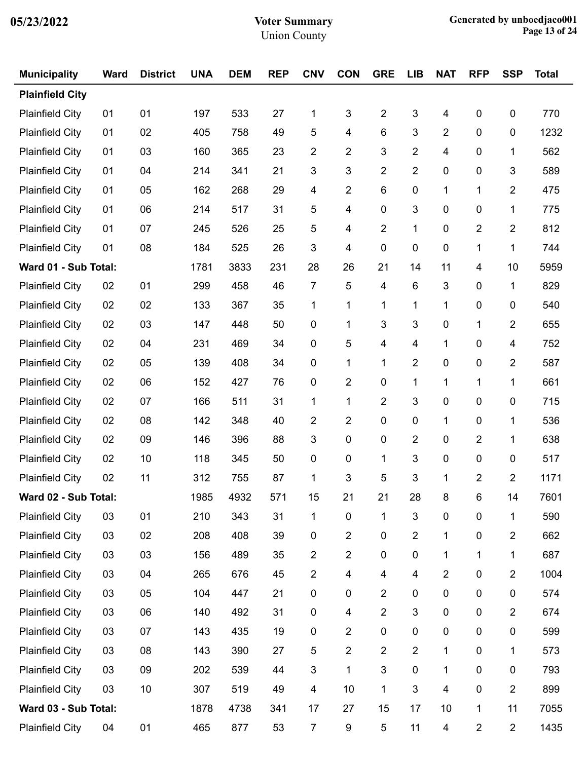| Municipality | Ward | District | UNA | DEM | REP | CNV | CON | GRE | LIB | NAT | RFP | SSP | Total |
|---|---|---|---|---|---|---|---|---|---|---|---|---|---|
| **Plainfield City** | | | | | | | | | | | | | |
| Plainfield City | 01 | 01 | 197 | 533 | 27 | 1 | 3 | 2 | 3 | 4 | 0 | 0 | 770 |
| Plainfield City | 01 | 02 | 405 | 758 | 49 | 5 | 4 | 6 | 3 | 2 | 0 | 0 | 1232 |
| Plainfield City | 01 | 03 | 160 | 365 | 23 | 2 | 2 | 3 | 2 | 4 | 0 | 1 | 562 |
| Plainfield City | 01 | 04 | 214 | 341 | 21 | 3 | 3 | 2 | 2 | 0 | 0 | 3 | 589 |
| Plainfield City | 01 | 05 | 162 | 268 | 29 | 4 | 2 | 6 | 0 | 1 | 1 | 2 | 475 |
| Plainfield City | 01 | 06 | 214 | 517 | 31 | 5 | 4 | 0 | 3 | 0 | 0 | 1 | 775 |
| Plainfield City | 01 | 07 | 245 | 526 | 25 | 5 | 4 | 2 | 1 | 0 | 2 | 2 | 812 |
| Plainfield City | 01 | 08 | 184 | 525 | 26 | 3 | 4 | 0 | 0 | 0 | 1 | 1 | 744 |
| **Ward 01 - Sub Total:** | | | 1781 | 3833 | 231 | 28 | 26 | 21 | 14 | 11 | 4 | 10 | 5959 |
| Plainfield City | 02 | 01 | 299 | 458 | 46 | 7 | 5 | 4 | 6 | 3 | 0 | 1 | 829 |
| Plainfield City | 02 | 02 | 133 | 367 | 35 | 1 | 1 | 1 | 1 | 1 | 0 | 0 | 540 |
| Plainfield City | 02 | 03 | 147 | 448 | 50 | 0 | 1 | 3 | 3 | 0 | 1 | 2 | 655 |
| Plainfield City | 02 | 04 | 231 | 469 | 34 | 0 | 5 | 4 | 4 | 1 | 0 | 4 | 752 |
| Plainfield City | 02 | 05 | 139 | 408 | 34 | 0 | 1 | 1 | 2 | 0 | 0 | 2 | 587 |
| Plainfield City | 02 | 06 | 152 | 427 | 76 | 0 | 2 | 0 | 1 | 1 | 1 | 1 | 661 |
| Plainfield City | 02 | 07 | 166 | 511 | 31 | 1 | 1 | 2 | 3 | 0 | 0 | 0 | 715 |
| Plainfield City | 02 | 08 | 142 | 348 | 40 | 2 | 2 | 0 | 0 | 1 | 0 | 1 | 536 |
| Plainfield City | 02 | 09 | 146 | 396 | 88 | 3 | 0 | 0 | 2 | 0 | 2 | 1 | 638 |
| Plainfield City | 02 | 10 | 118 | 345 | 50 | 0 | 0 | 1 | 3 | 0 | 0 | 0 | 517 |
| Plainfield City | 02 | 11 | 312 | 755 | 87 | 1 | 3 | 5 | 3 | 1 | 2 | 2 | 1171 |
| **Ward 02 - Sub Total:** | | | 1985 | 4932 | 571 | 15 | 21 | 21 | 28 | 8 | 6 | 14 | 7601 |
| Plainfield City | 03 | 01 | 210 | 343 | 31 | 1 | 0 | 1 | 3 | 0 | 0 | 1 | 590 |
| Plainfield City | 03 | 02 | 208 | 408 | 39 | 0 | 2 | 0 | 2 | 1 | 0 | 2 | 662 |
| Plainfield City | 03 | 03 | 156 | 489 | 35 | 2 | 2 | 0 | 0 | 1 | 1 | 1 | 687 |
| Plainfield City | 03 | 04 | 265 | 676 | 45 | 2 | 4 | 4 | 4 | 2 | 0 | 2 | 1004 |
| Plainfield City | 03 | 05 | 104 | 447 | 21 | 0 | 0 | 2 | 0 | 0 | 0 | 0 | 574 |
| Plainfield City | 03 | 06 | 140 | 492 | 31 | 0 | 4 | 2 | 3 | 0 | 0 | 2 | 674 |
| Plainfield City | 03 | 07 | 143 | 435 | 19 | 0 | 2 | 0 | 0 | 0 | 0 | 0 | 599 |
| Plainfield City | 03 | 08 | 143 | 390 | 27 | 5 | 2 | 2 | 2 | 1 | 0 | 1 | 573 |
| Plainfield City | 03 | 09 | 202 | 539 | 44 | 3 | 1 | 3 | 0 | 1 | 0 | 0 | 793 |
| Plainfield City | 03 | 10 | 307 | 519 | 49 | 4 | 10 | 1 | 3 | 4 | 0 | 2 | 899 |
| **Ward 03 - Sub Total:** | | | 1878 | 4738 | 341 | 17 | 27 | 15 | 17 | 10 | 1 | 11 | 7055 |
| Plainfield City | 04 | 01 | 465 | 877 | 53 | 7 | 9 | 5 | 11 | 4 | 2 | 2 | 1435 |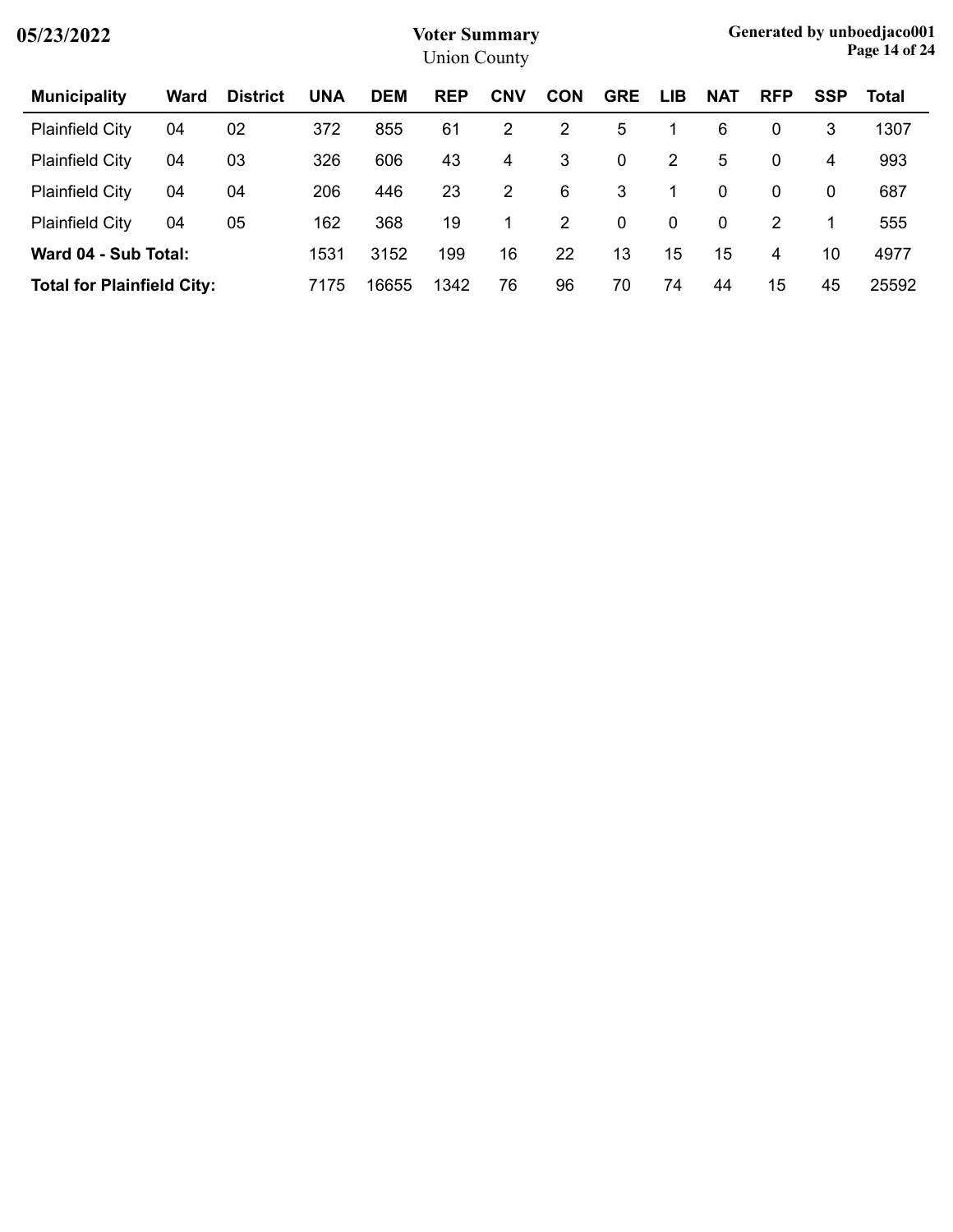| Municipality | Ward | District | UNA | DEM | REP | CNV | CON | GRE | LIB | NAT | RFP | SSP | Total |
|---|---|---|---|---|---|---|---|---|---|---|---|---|---|
| Plainfield City | 04 | 02 | 372 | 855 | 61 | 2 | 2 | 5 | 1 | 6 | 0 | 3 | 1307 |
| Plainfield City | 04 | 03 | 326 | 606 | 43 | 4 | 3 | 0 | 2 | 5 | 0 | 4 | 993 |
| Plainfield City | 04 | 04 | 206 | 446 | 23 | 2 | 6 | 3 | 1 | 0 | 0 | 0 | 687 |
| Plainfield City | 04 | 05 | 162 | 368 | 19 | 1 | 2 | 0 | 0 | 0 | 2 | 1 | 555 |
| **Ward 04 - Sub Total:** | | | 1531 | 3152 | 199 | 16 | 22 | 13 | 15 | 15 | 4 | 10 | 4977 |
| **Total for Plainfield City:** | | | 7175 | 16655 | 1342 | 76 | 96 | 70 | 74 | 44 | 15 | 45 | 25592 |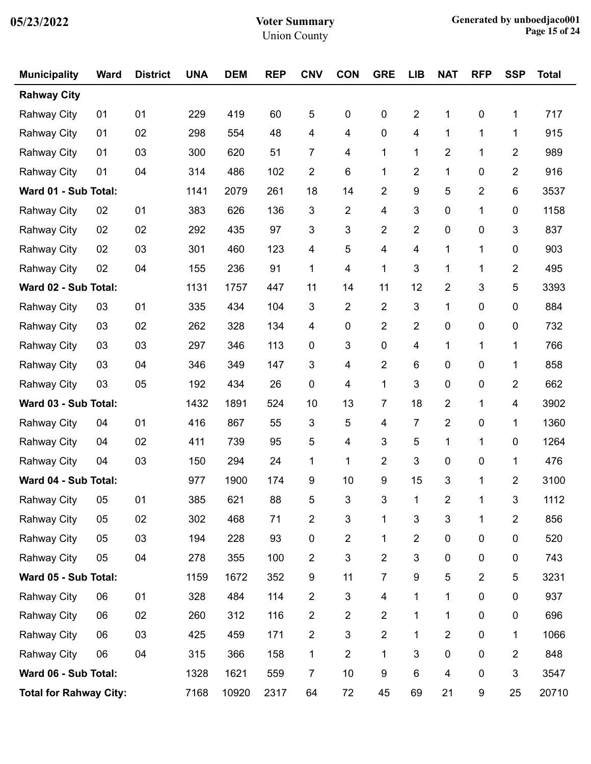| Municipality | Ward | District | UNA | DEM | REP | CNV | CON | GRE | LIB | NAT | RFP | SSP | Total |
|---|---|---|---|---|---|---|---|---|---|---|---|---|---|
| **Rahway City** | | | | | | | | | | | | | |
| Rahway City | 01 | 01 | 229 | 419 | 60 | 5 | 0 | 0 | 2 | 1 | 0 | 1 | 717 |
| Rahway City | 01 | 02 | 298 | 554 | 48 | 4 | 4 | 0 | 4 | 1 | 1 | 1 | 915 |
| Rahway City | 01 | 03 | 300 | 620 | 51 | 7 | 4 | 1 | 1 | 2 | 1 | 2 | 989 |
| Rahway City | 01 | 04 | 314 | 486 | 102 | 2 | 6 | 1 | 2 | 1 | 0 | 2 | 916 |
| **Ward 01 - Sub Total:** | | | 1141 | 2079 | 261 | 18 | 14 | 2 | 9 | 5 | 2 | 6 | 3537 |
| Rahway City | 02 | 01 | 383 | 626 | 136 | 3 | 2 | 4 | 3 | 0 | 1 | 0 | 1158 |
| Rahway City | 02 | 02 | 292 | 435 | 97 | 3 | 3 | 2 | 2 | 0 | 0 | 3 | 837 |
| Rahway City | 02 | 03 | 301 | 460 | 123 | 4 | 5 | 4 | 4 | 1 | 1 | 0 | 903 |
| Rahway City | 02 | 04 | 155 | 236 | 91 | 1 | 4 | 1 | 3 | 1 | 1 | 2 | 495 |
| **Ward 02 - Sub Total:** | | | 1131 | 1757 | 447 | 11 | 14 | 11 | 12 | 2 | 3 | 5 | 3393 |
| Rahway City | 03 | 01 | 335 | 434 | 104 | 3 | 2 | 2 | 3 | 1 | 0 | 0 | 884 |
| Rahway City | 03 | 02 | 262 | 328 | 134 | 4 | 0 | 2 | 2 | 0 | 0 | 0 | 732 |
| Rahway City | 03 | 03 | 297 | 346 | 113 | 0 | 3 | 0 | 4 | 1 | 1 | 1 | 766 |
| Rahway City | 03 | 04 | 346 | 349 | 147 | 3 | 4 | 2 | 6 | 0 | 0 | 1 | 858 |
| Rahway City | 03 | 05 | 192 | 434 | 26 | 0 | 4 | 1 | 3 | 0 | 0 | 2 | 662 |
| **Ward 03 - Sub Total:** | | | 1432 | 1891 | 524 | 10 | 13 | 7 | 18 | 2 | 1 | 4 | 3902 |
| Rahway City | 04 | 01 | 416 | 867 | 55 | 3 | 5 | 4 | 7 | 2 | 0 | 1 | 1360 |
| Rahway City | 04 | 02 | 411 | 739 | 95 | 5 | 4 | 3 | 5 | 1 | 1 | 0 | 1264 |
| Rahway City | 04 | 03 | 150 | 294 | 24 | 1 | 1 | 2 | 3 | 0 | 0 | 1 | 476 |
| **Ward 04 - Sub Total:** | | | 977 | 1900 | 174 | 9 | 10 | 9 | 15 | 3 | 1 | 2 | 3100 |
| Rahway City | 05 | 01 | 385 | 621 | 88 | 5 | 3 | 3 | 1 | 2 | 1 | 3 | 1112 |
| Rahway City | 05 | 02 | 302 | 468 | 71 | 2 | 3 | 1 | 3 | 3 | 1 | 2 | 856 |
| Rahway City | 05 | 03 | 194 | 228 | 93 | 0 | 2 | 1 | 2 | 0 | 0 | 0 | 520 |
| Rahway City | 05 | 04 | 278 | 355 | 100 | 2 | 3 | 2 | 3 | 0 | 0 | 0 | 743 |
| **Ward 05 - Sub Total:** | | | 1159 | 1672 | 352 | 9 | 11 | 7 | 9 | 5 | 2 | 5 | 3231 |
| Rahway City | 06 | 01 | 328 | 484 | 114 | 2 | 3 | 4 | 1 | 1 | 0 | 0 | 937 |
| Rahway City | 06 | 02 | 260 | 312 | 116 | 2 | 2 | 2 | 1 | 1 | 0 | 0 | 696 |
| Rahway City | 06 | 03 | 425 | 459 | 171 | 2 | 3 | 2 | 1 | 2 | 0 | 1 | 1066 |
| Rahway City | 06 | 04 | 315 | 366 | 158 | 1 | 2 | 1 | 3 | 0 | 0 | 2 | 848 |
| **Ward 06 - Sub Total:** | | | 1328 | 1621 | 559 | 7 | 10 | 9 | 6 | 4 | 0 | 3 | 3547 |
| **Total for Rahway City:** | | | 7168 | 10920 | 2317 | 64 | 72 | 45 | 69 | 21 | 9 | 25 | 20710 |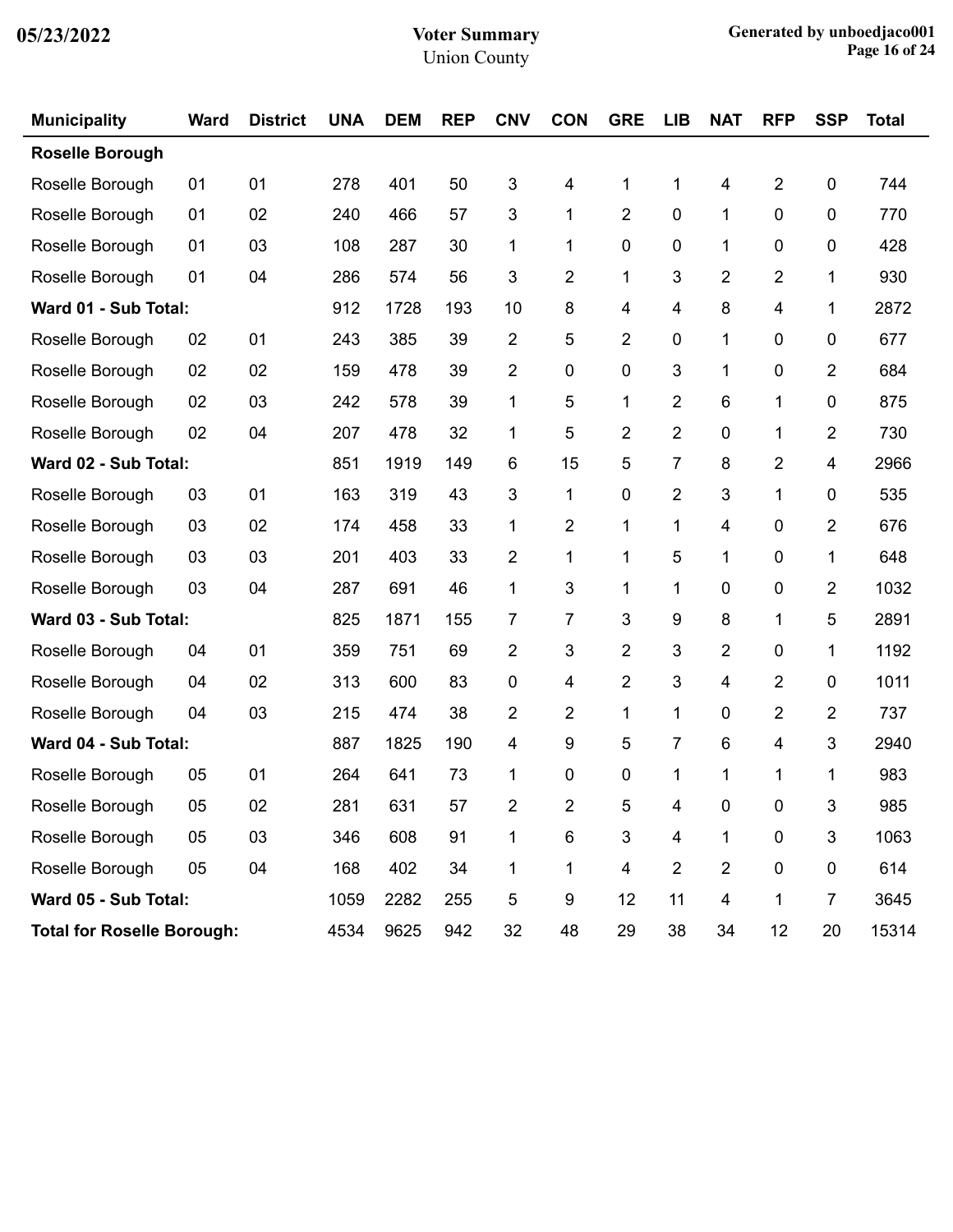# Voter Summary

Union County

05/23/2022

| Municipality | Ward | District | UNA | DEM | REP | CNV | CON | GRE | LIB | NAT | RFP | SSP | Total |
|---|---|---|---|---|---|---|---|---|---|---|---|---|---|
| **Roselle Borough** | | | | | | | | | | | | | |
| Roselle Borough | 01 | 01 | 278 | 401 | 50 | 3 | 4 | 1 | 1 | 4 | 2 | 0 | 744 |
| Roselle Borough | 01 | 02 | 240 | 466 | 57 | 3 | 1 | 2 | 0 | 1 | 0 | 0 | 770 |
| Roselle Borough | 01 | 03 | 108 | 287 | 30 | 1 | 1 | 0 | 0 | 1 | 0 | 0 | 428 |
| Roselle Borough | 01 | 04 | 286 | 574 | 56 | 3 | 2 | 1 | 3 | 2 | 2 | 1 | 930 |
| **Ward 01 - Sub Total:** | | | 912 | 1728 | 193 | 10 | 8 | 4 | 4 | 8 | 4 | 1 | 2872 |
| Roselle Borough | 02 | 01 | 243 | 385 | 39 | 2 | 5 | 2 | 0 | 1 | 0 | 0 | 677 |
| Roselle Borough | 02 | 02 | 159 | 478 | 39 | 2 | 0 | 0 | 3 | 1 | 0 | 2 | 684 |
| Roselle Borough | 02 | 03 | 242 | 578 | 39 | 1 | 5 | 1 | 2 | 6 | 1 | 0 | 875 |
| Roselle Borough | 02 | 04 | 207 | 478 | 32 | 1 | 5 | 2 | 2 | 0 | 1 | 2 | 730 |
| **Ward 02 - Sub Total:** | | | 851 | 1919 | 149 | 6 | 15 | 5 | 7 | 8 | 2 | 4 | 2966 |
| Roselle Borough | 03 | 01 | 163 | 319 | 43 | 3 | 1 | 0 | 2 | 3 | 1 | 0 | 535 |
| Roselle Borough | 03 | 02 | 174 | 458 | 33 | 1 | 2 | 1 | 1 | 4 | 0 | 2 | 676 |
| Roselle Borough | 03 | 03 | 201 | 403 | 33 | 2 | 1 | 1 | 5 | 1 | 0 | 1 | 648 |
| Roselle Borough | 03 | 04 | 287 | 691 | 46 | 1 | 3 | 1 | 1 | 0 | 0 | 2 | 1032 |
| **Ward 03 - Sub Total:** | | | 825 | 1871 | 155 | 7 | 7 | 3 | 9 | 8 | 1 | 5 | 2891 |
| Roselle Borough | 04 | 01 | 359 | 751 | 69 | 2 | 3 | 2 | 3 | 2 | 0 | 1 | 1192 |
| Roselle Borough | 04 | 02 | 313 | 600 | 83 | 0 | 4 | 2 | 3 | 4 | 2 | 0 | 1011 |
| Roselle Borough | 04 | 03 | 215 | 474 | 38 | 2 | 2 | 1 | 1 | 0 | 2 | 2 | 737 |
| **Ward 04 - Sub Total:** | | | 887 | 1825 | 190 | 4 | 9 | 5 | 7 | 6 | 4 | 3 | 2940 |
| Roselle Borough | 05 | 01 | 264 | 641 | 73 | 1 | 0 | 0 | 1 | 1 | 1 | 1 | 983 |
| Roselle Borough | 05 | 02 | 281 | 631 | 57 | 2 | 2 | 5 | 4 | 0 | 0 | 3 | 985 |
| Roselle Borough | 05 | 03 | 346 | 608 | 91 | 1 | 6 | 3 | 4 | 1 | 0 | 3 | 1063 |
| Roselle Borough | 05 | 04 | 168 | 402 | 34 | 1 | 1 | 4 | 2 | 2 | 0 | 0 | 614 |
| **Ward 05 - Sub Total:** | | | 1059 | 2282 | 255 | 5 | 9 | 12 | 11 | 4 | 1 | 7 | 3645 |
| **Total for Roselle Borough:** | | | 4534 | 9625 | 942 | 32 | 48 | 29 | 38 | 34 | 12 | 20 | 15314 |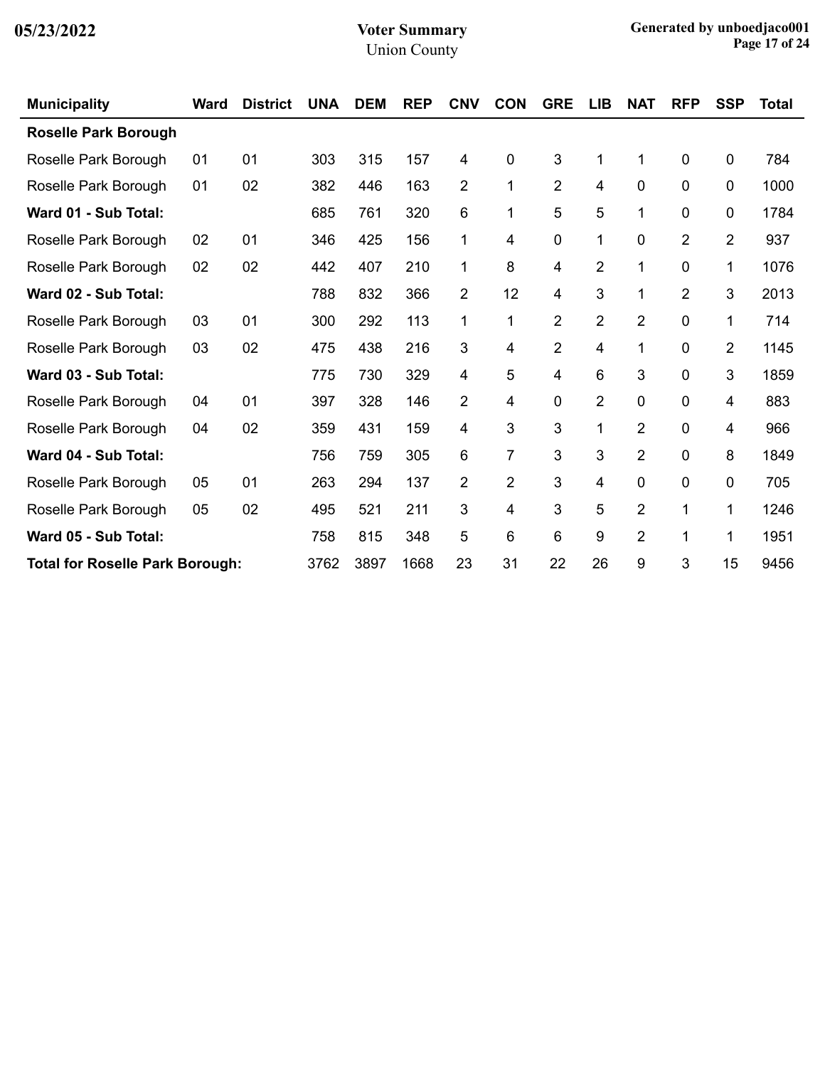# Voter Summary

Union County

05/23/2022

| Municipality | Ward | District | UNA | DEM | REP | CNV | CON | GRE | LIB | NAT | RFP | SSP | Total |
|---|---|---|---|---|---|---|---|---|---|---|---|---|---|
| **Roselle Park Borough** | | | | | | | | | | | | | |
| Roselle Park Borough | 01 | 01 | 303 | 315 | 157 | 4 | 0 | 3 | 1 | 1 | 0 | 0 | 784 |
| Roselle Park Borough | 01 | 02 | 382 | 446 | 163 | 2 | 1 | 2 | 4 | 0 | 0 | 0 | 1000 |
| **Ward 01 - Sub Total:** | | | 685 | 761 | 320 | 6 | 1 | 5 | 5 | 1 | 0 | 0 | 1784 |
| Roselle Park Borough | 02 | 01 | 346 | 425 | 156 | 1 | 4 | 0 | 1 | 0 | 2 | 2 | 937 |
| Roselle Park Borough | 02 | 02 | 442 | 407 | 210 | 1 | 8 | 4 | 2 | 1 | 0 | 1 | 1076 |
| **Ward 02 - Sub Total:** | | | 788 | 832 | 366 | 2 | 12 | 4 | 3 | 1 | 2 | 3 | 2013 |
| Roselle Park Borough | 03 | 01 | 300 | 292 | 113 | 1 | 1 | 2 | 2 | 2 | 0 | 1 | 714 |
| Roselle Park Borough | 03 | 02 | 475 | 438 | 216 | 3 | 4 | 2 | 4 | 1 | 0 | 2 | 1145 |
| **Ward 03 - Sub Total:** | | | 775 | 730 | 329 | 4 | 5 | 4 | 6 | 3 | 0 | 3 | 1859 |
| Roselle Park Borough | 04 | 01 | 397 | 328 | 146 | 2 | 4 | 0 | 2 | 0 | 0 | 4 | 883 |
| Roselle Park Borough | 04 | 02 | 359 | 431 | 159 | 4 | 3 | 3 | 1 | 2 | 0 | 4 | 966 |
| **Ward 04 - Sub Total:** | | | 756 | 759 | 305 | 6 | 7 | 3 | 3 | 2 | 0 | 8 | 1849 |
| Roselle Park Borough | 05 | 01 | 263 | 294 | 137 | 2 | 2 | 3 | 4 | 0 | 0 | 0 | 705 |
| Roselle Park Borough | 05 | 02 | 495 | 521 | 211 | 3 | 4 | 3 | 5 | 2 | 1 | 1 | 1246 |
| **Ward 05 - Sub Total:** | | | 758 | 815 | 348 | 5 | 6 | 6 | 9 | 2 | 1 | 1 | 1951 |
| **Total for Roselle Park Borough:** | | | 3762 | 3897 | 1668 | 23 | 31 | 22 | 26 | 9 | 3 | 15 | 9456 |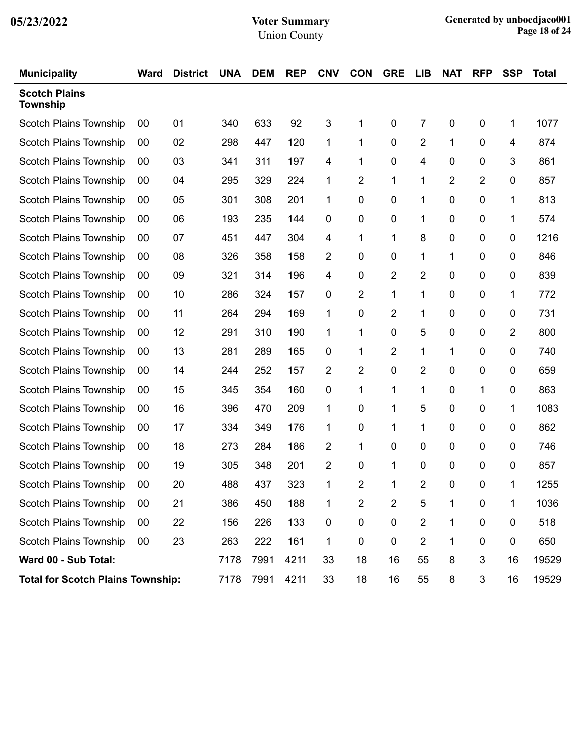# Voter Summary

Union County

05/23/2022

Generated by unboedjaco001

| Municipality | Ward | District | UNA | DEM | REP | CNV | CON | GRE | LIB | NAT | RFP | SSP | Total |
|---|---|---|---|---|---|---|---|---|---|---|---|---|---|
| **Scotch Plains Township** | | | | | | | | | | | | | |
| Scotch Plains Township | 00 | 01 | 340 | 633 | 92 | 3 | 1 | 0 | 7 | 0 | 0 | 1 | 1077 |
| Scotch Plains Township | 00 | 02 | 298 | 447 | 120 | 1 | 1 | 0 | 2 | 1 | 0 | 4 | 874 |
| Scotch Plains Township | 00 | 03 | 341 | 311 | 197 | 4 | 1 | 0 | 4 | 0 | 0 | 3 | 861 |
| Scotch Plains Township | 00 | 04 | 295 | 329 | 224 | 1 | 2 | 1 | 1 | 2 | 2 | 0 | 857 |
| Scotch Plains Township | 00 | 05 | 301 | 308 | 201 | 1 | 0 | 0 | 1 | 0 | 0 | 1 | 813 |
| Scotch Plains Township | 00 | 06 | 193 | 235 | 144 | 0 | 0 | 0 | 1 | 0 | 0 | 1 | 574 |
| Scotch Plains Township | 00 | 07 | 451 | 447 | 304 | 4 | 1 | 1 | 8 | 0 | 0 | 0 | 1216 |
| Scotch Plains Township | 00 | 08 | 326 | 358 | 158 | 2 | 0 | 0 | 1 | 1 | 0 | 0 | 846 |
| Scotch Plains Township | 00 | 09 | 321 | 314 | 196 | 4 | 0 | 2 | 2 | 0 | 0 | 0 | 839 |
| Scotch Plains Township | 00 | 10 | 286 | 324 | 157 | 0 | 2 | 1 | 1 | 0 | 0 | 1 | 772 |
| Scotch Plains Township | 00 | 11 | 264 | 294 | 169 | 1 | 0 | 2 | 1 | 0 | 0 | 0 | 731 |
| Scotch Plains Township | 00 | 12 | 291 | 310 | 190 | 1 | 1 | 0 | 5 | 0 | 0 | 2 | 800 |
| Scotch Plains Township | 00 | 13 | 281 | 289 | 165 | 0 | 1 | 2 | 1 | 1 | 0 | 0 | 740 |
| Scotch Plains Township | 00 | 14 | 244 | 252 | 157 | 2 | 2 | 0 | 2 | 0 | 0 | 0 | 659 |
| Scotch Plains Township | 00 | 15 | 345 | 354 | 160 | 0 | 1 | 1 | 1 | 0 | 1 | 0 | 863 |
| Scotch Plains Township | 00 | 16 | 396 | 470 | 209 | 1 | 0 | 1 | 5 | 0 | 0 | 1 | 1083 |
| Scotch Plains Township | 00 | 17 | 334 | 349 | 176 | 1 | 0 | 1 | 1 | 0 | 0 | 0 | 862 |
| Scotch Plains Township | 00 | 18 | 273 | 284 | 186 | 2 | 1 | 0 | 0 | 0 | 0 | 0 | 746 |
| Scotch Plains Township | 00 | 19 | 305 | 348 | 201 | 2 | 0 | 1 | 0 | 0 | 0 | 0 | 857 |
| Scotch Plains Township | 00 | 20 | 488 | 437 | 323 | 1 | 2 | 1 | 2 | 0 | 0 | 1 | 1255 |
| Scotch Plains Township | 00 | 21 | 386 | 450 | 188 | 1 | 2 | 2 | 5 | 1 | 0 | 1 | 1036 |
| Scotch Plains Township | 00 | 22 | 156 | 226 | 133 | 0 | 0 | 0 | 2 | 1 | 0 | 0 | 518 |
| Scotch Plains Township | 00 | 23 | 263 | 222 | 161 | 1 | 0 | 0 | 2 | 1 | 0 | 0 | 650 |
| **Ward 00 - Sub Total:** | | | 7178 | 7991 | 4211 | 33 | 18 | 16 | 55 | 8 | 3 | 16 | 19529 |
| **Total for Scotch Plains Township:** | | | 7178 | 7991 | 4211 | 33 | 18 | 16 | 55 | 8 | 3 | 16 | 19529 |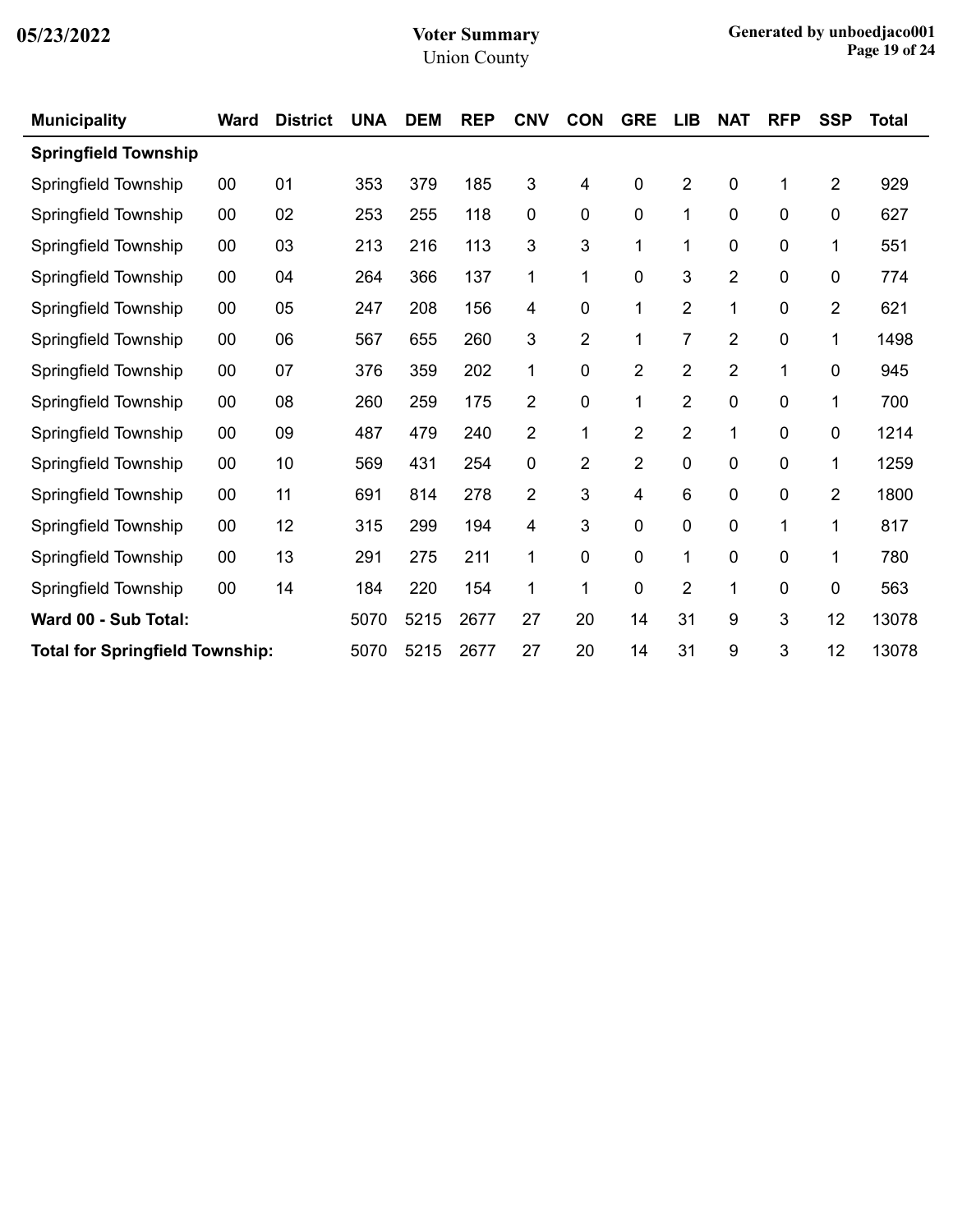# Voter Summary

Union County

05/23/2022

Generated by unboedjaco001

| Municipality | Ward | District | UNA | DEM | REP | CNV | CON | GRE | LIB | NAT | RFP | SSP | Total |
|---|---|---|---|---|---|---|---|---|---|---|---|---|---|
| **Springfield Township** | | | | | | | | | | | | | |
| Springfield Township | 00 | 01 | 353 | 379 | 185 | 3 | 4 | 0 | 2 | 0 | 1 | 2 | 929 |
| Springfield Township | 00 | 02 | 253 | 255 | 118 | 0 | 0 | 0 | 1 | 0 | 0 | 0 | 627 |
| Springfield Township | 00 | 03 | 213 | 216 | 113 | 3 | 3 | 1 | 1 | 0 | 0 | 1 | 551 |
| Springfield Township | 00 | 04 | 264 | 366 | 137 | 1 | 1 | 0 | 3 | 2 | 0 | 0 | 774 |
| Springfield Township | 00 | 05 | 247 | 208 | 156 | 4 | 0 | 1 | 2 | 1 | 0 | 2 | 621 |
| Springfield Township | 00 | 06 | 567 | 655 | 260 | 3 | 2 | 1 | 7 | 2 | 0 | 1 | 1498 |
| Springfield Township | 00 | 07 | 376 | 359 | 202 | 1 | 0 | 2 | 2 | 2 | 1 | 0 | 945 |
| Springfield Township | 00 | 08 | 260 | 259 | 175 | 2 | 0 | 1 | 2 | 0 | 0 | 1 | 700 |
| Springfield Township | 00 | 09 | 487 | 479 | 240 | 2 | 1 | 2 | 2 | 1 | 0 | 0 | 1214 |
| Springfield Township | 00 | 10 | 569 | 431 | 254 | 0 | 2 | 2 | 0 | 0 | 0 | 1 | 1259 |
| Springfield Township | 00 | 11 | 691 | 814 | 278 | 2 | 3 | 4 | 6 | 0 | 0 | 2 | 1800 |
| Springfield Township | 00 | 12 | 315 | 299 | 194 | 4 | 3 | 0 | 0 | 0 | 1 | 1 | 817 |
| Springfield Township | 00 | 13 | 291 | 275 | 211 | 1 | 0 | 0 | 1 | 0 | 0 | 1 | 780 |
| Springfield Township | 00 | 14 | 184 | 220 | 154 | 1 | 1 | 0 | 2 | 1 | 0 | 0 | 563 |
| **Ward 00 - Sub Total:** | | | 5070 | 5215 | 2677 | 27 | 20 | 14 | 31 | 9 | 3 | 12 | 13078 |
| **Total for Springfield Township:** | | | 5070 | 5215 | 2677 | 27 | 20 | 14 | 31 | 9 | 3 | 12 | 13078 |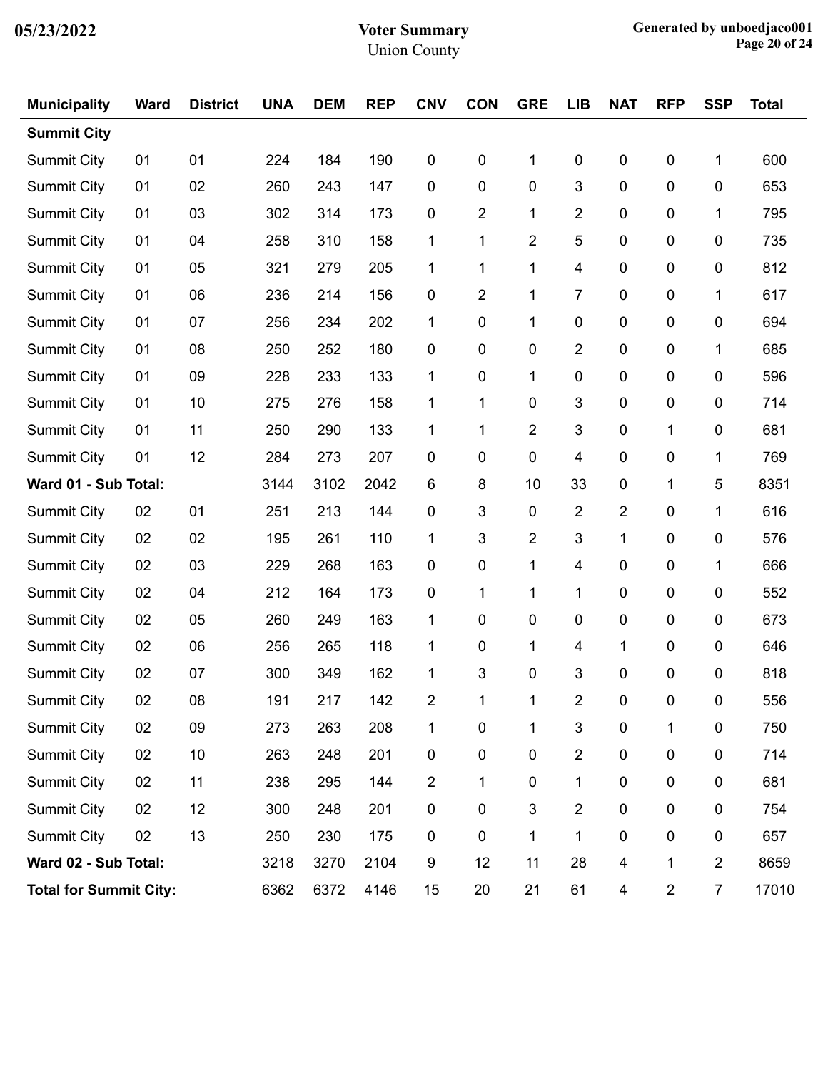# Voter Summary

Union County

05/23/2022

| Municipality | Ward | District | UNA | DEM | REP | CNV | CON | GRE | LIB | NAT | RFP | SSP | Total |
|---|---|---|---|---|---|---|---|---|---|---|---|---|---|
| **Summit City** | | | | | | | | | | | | | |
| Summit City | 01 | 01 | 224 | 184 | 190 | 0 | 0 | 1 | 0 | 0 | 0 | 1 | 600 |
| Summit City | 01 | 02 | 260 | 243 | 147 | 0 | 0 | 0 | 3 | 0 | 0 | 0 | 653 |
| Summit City | 01 | 03 | 302 | 314 | 173 | 0 | 2 | 1 | 2 | 0 | 0 | 1 | 795 |
| Summit City | 01 | 04 | 258 | 310 | 158 | 1 | 1 | 2 | 5 | 0 | 0 | 0 | 735 |
| Summit City | 01 | 05 | 321 | 279 | 205 | 1 | 1 | 1 | 4 | 0 | 0 | 0 | 812 |
| Summit City | 01 | 06 | 236 | 214 | 156 | 0 | 2 | 1 | 7 | 0 | 0 | 1 | 617 |
| Summit City | 01 | 07 | 256 | 234 | 202 | 1 | 0 | 1 | 0 | 0 | 0 | 0 | 694 |
| Summit City | 01 | 08 | 250 | 252 | 180 | 0 | 0 | 0 | 2 | 0 | 0 | 1 | 685 |
| Summit City | 01 | 09 | 228 | 233 | 133 | 1 | 0 | 1 | 0 | 0 | 0 | 0 | 596 |
| Summit City | 01 | 10 | 275 | 276 | 158 | 1 | 1 | 0 | 3 | 0 | 0 | 0 | 714 |
| Summit City | 01 | 11 | 250 | 290 | 133 | 1 | 1 | 2 | 3 | 0 | 1 | 0 | 681 |
| Summit City | 01 | 12 | 284 | 273 | 207 | 0 | 0 | 0 | 4 | 0 | 0 | 1 | 769 |
| **Ward 01 - Sub Total:** | | | 3144 | 3102 | 2042 | 6 | 8 | 10 | 33 | 0 | 1 | 5 | 8351 |
| Summit City | 02 | 01 | 251 | 213 | 144 | 0 | 3 | 0 | 2 | 2 | 0 | 1 | 616 |
| Summit City | 02 | 02 | 195 | 261 | 110 | 1 | 3 | 2 | 3 | 1 | 0 | 0 | 576 |
| Summit City | 02 | 03 | 229 | 268 | 163 | 0 | 0 | 1 | 4 | 0 | 0 | 1 | 666 |
| Summit City | 02 | 04 | 212 | 164 | 173 | 0 | 1 | 1 | 1 | 0 | 0 | 0 | 552 |
| Summit City | 02 | 05 | 260 | 249 | 163 | 1 | 0 | 0 | 0 | 0 | 0 | 0 | 673 |
| Summit City | 02 | 06 | 256 | 265 | 118 | 1 | 0 | 1 | 4 | 1 | 0 | 0 | 646 |
| Summit City | 02 | 07 | 300 | 349 | 162 | 1 | 3 | 0 | 3 | 0 | 0 | 0 | 818 |
| Summit City | 02 | 08 | 191 | 217 | 142 | 2 | 1 | 1 | 2 | 0 | 0 | 0 | 556 |
| Summit City | 02 | 09 | 273 | 263 | 208 | 1 | 0 | 1 | 3 | 0 | 1 | 0 | 750 |
| Summit City | 02 | 10 | 263 | 248 | 201 | 0 | 0 | 0 | 2 | 0 | 0 | 0 | 714 |
| Summit City | 02 | 11 | 238 | 295 | 144 | 2 | 1 | 0 | 1 | 0 | 0 | 0 | 681 |
| Summit City | 02 | 12 | 300 | 248 | 201 | 0 | 0 | 3 | 2 | 0 | 0 | 0 | 754 |
| Summit City | 02 | 13 | 250 | 230 | 175 | 0 | 0 | 1 | 1 | 0 | 0 | 0 | 657 |
| **Ward 02 - Sub Total:** | | | 3218 | 3270 | 2104 | 9 | 12 | 11 | 28 | 4 | 1 | 2 | 8659 |
| **Total for Summit City:** | | | 6362 | 6372 | 4146 | 15 | 20 | 21 | 61 | 4 | 2 | 7 | 17010 |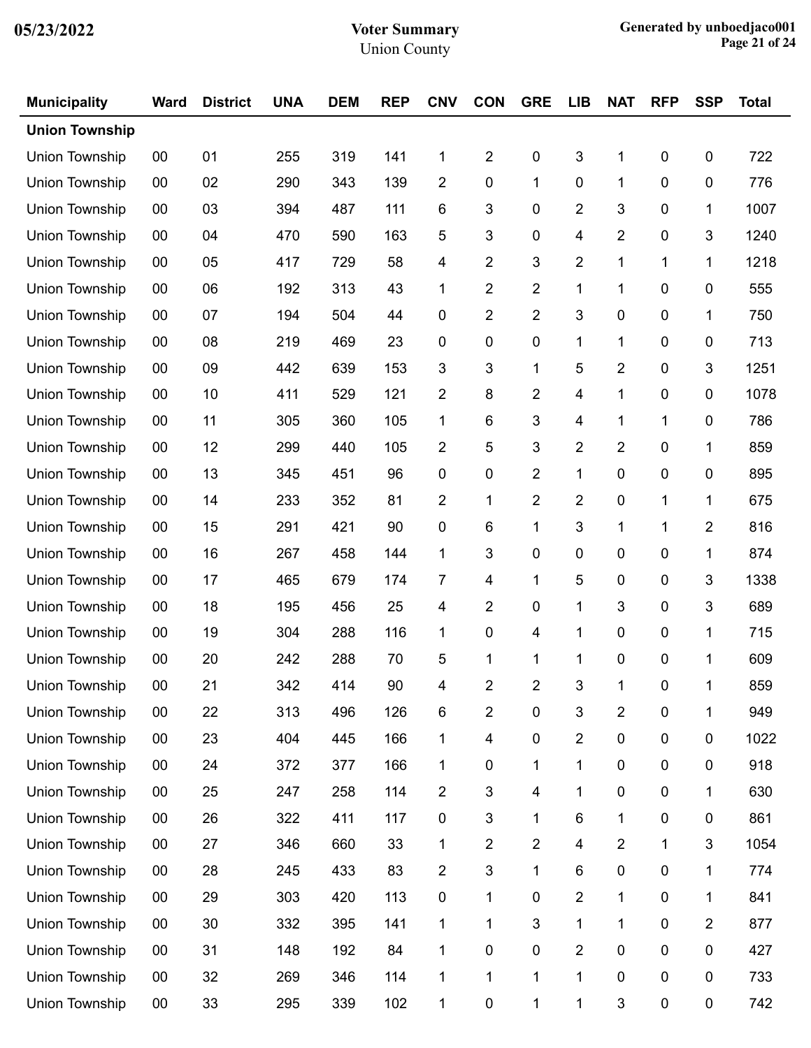| Municipality | Ward | District | UNA | DEM | REP | CNV | CON | GRE | LIB | NAT | RFP | SSP | Total |
|---|---|---|---|---|---|---|---|---|---|---|---|---|---|
| **Union Township** | | | | | | | | | | | | | |
| Union Township | 00 | 01 | 255 | 319 | 141 | 1 | 2 | 0 | 3 | 1 | 0 | 0 | 722 |
| Union Township | 00 | 02 | 290 | 343 | 139 | 2 | 0 | 1 | 0 | 1 | 0 | 0 | 776 |
| Union Township | 00 | 03 | 394 | 487 | 111 | 6 | 3 | 0 | 2 | 3 | 0 | 1 | 1007 |
| Union Township | 00 | 04 | 470 | 590 | 163 | 5 | 3 | 0 | 4 | 2 | 0 | 3 | 1240 |
| Union Township | 00 | 05 | 417 | 729 | 58 | 4 | 2 | 3 | 2 | 1 | 1 | 1 | 1218 |
| Union Township | 00 | 06 | 192 | 313 | 43 | 1 | 2 | 2 | 1 | 1 | 0 | 0 | 555 |
| Union Township | 00 | 07 | 194 | 504 | 44 | 0 | 2 | 2 | 3 | 0 | 0 | 1 | 750 |
| Union Township | 00 | 08 | 219 | 469 | 23 | 0 | 0 | 0 | 1 | 1 | 0 | 0 | 713 |
| Union Township | 00 | 09 | 442 | 639 | 153 | 3 | 3 | 1 | 5 | 2 | 0 | 3 | 1251 |
| Union Township | 00 | 10 | 411 | 529 | 121 | 2 | 8 | 2 | 4 | 1 | 0 | 0 | 1078 |
| Union Township | 00 | 11 | 305 | 360 | 105 | 1 | 6 | 3 | 4 | 1 | 1 | 0 | 786 |
| Union Township | 00 | 12 | 299 | 440 | 105 | 2 | 5 | 3 | 2 | 2 | 0 | 1 | 859 |
| Union Township | 00 | 13 | 345 | 451 | 96 | 0 | 0 | 2 | 1 | 0 | 0 | 0 | 895 |
| Union Township | 00 | 14 | 233 | 352 | 81 | 2 | 1 | 2 | 2 | 0 | 1 | 1 | 675 |
| Union Township | 00 | 15 | 291 | 421 | 90 | 0 | 6 | 1 | 3 | 1 | 1 | 2 | 816 |
| Union Township | 00 | 16 | 267 | 458 | 144 | 1 | 3 | 0 | 0 | 0 | 0 | 1 | 874 |
| Union Township | 00 | 17 | 465 | 679 | 174 | 7 | 4 | 1 | 5 | 0 | 0 | 3 | 1338 |
| Union Township | 00 | 18 | 195 | 456 | 25 | 4 | 2 | 0 | 1 | 3 | 0 | 3 | 689 |
| Union Township | 00 | 19 | 304 | 288 | 116 | 1 | 0 | 4 | 1 | 0 | 0 | 1 | 715 |
| Union Township | 00 | 20 | 242 | 288 | 70 | 5 | 1 | 1 | 1 | 0 | 0 | 1 | 609 |
| Union Township | 00 | 21 | 342 | 414 | 90 | 4 | 2 | 2 | 3 | 1 | 0 | 1 | 859 |
| Union Township | 00 | 22 | 313 | 496 | 126 | 6 | 2 | 0 | 3 | 2 | 0 | 1 | 949 |
| Union Township | 00 | 23 | 404 | 445 | 166 | 1 | 4 | 0 | 2 | 0 | 0 | 0 | 1022 |
| Union Township | 00 | 24 | 372 | 377 | 166 | 1 | 0 | 1 | 1 | 0 | 0 | 0 | 918 |
| Union Township | 00 | 25 | 247 | 258 | 114 | 2 | 3 | 4 | 1 | 0 | 0 | 1 | 630 |
| Union Township | 00 | 26 | 322 | 411 | 117 | 0 | 3 | 1 | 6 | 1 | 0 | 0 | 861 |
| Union Township | 00 | 27 | 346 | 660 | 33 | 1 | 2 | 2 | 4 | 2 | 1 | 3 | 1054 |
| Union Township | 00 | 28 | 245 | 433 | 83 | 2 | 3 | 1 | 6 | 0 | 0 | 1 | 774 |
| Union Township | 00 | 29 | 303 | 420 | 113 | 0 | 1 | 0 | 2 | 1 | 0 | 1 | 841 |
| Union Township | 00 | 30 | 332 | 395 | 141 | 1 | 1 | 3 | 1 | 1 | 0 | 2 | 877 |
| Union Township | 00 | 31 | 148 | 192 | 84 | 1 | 0 | 0 | 2 | 0 | 0 | 0 | 427 |
| Union Township | 00 | 32 | 269 | 346 | 114 | 1 | 1 | 1 | 1 | 0 | 0 | 0 | 733 |
| Union Township | 00 | 33 | 295 | 339 | 102 | 1 | 0 | 1 | 1 | 3 | 0 | 0 | 742 |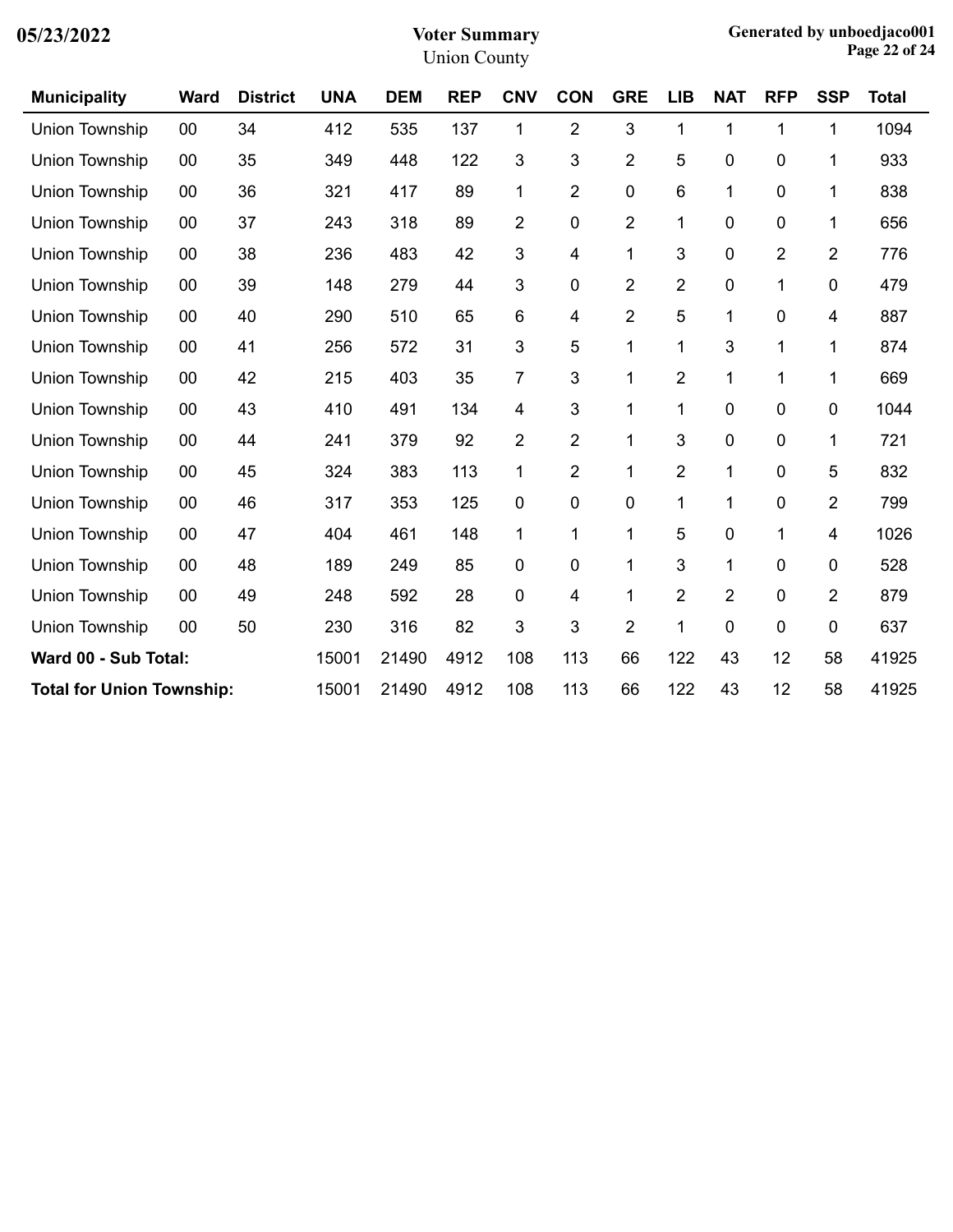# Voter Summary

Union County

05/23/2022

Generated by unboedjaco001

| Municipality | Ward | District | UNA | DEM | REP | CNV | CON | GRE | LIB | NAT | RFP | SSP | Total |
|---|---|---|---|---|---|---|---|---|---|---|---|---|---|
| Union Township | 00 | 34 | 412 | 535 | 137 | 1 | 2 | 3 | 1 | 1 | 1 | 1 | 1094 |
| Union Township | 00 | 35 | 349 | 448 | 122 | 3 | 3 | 2 | 5 | 0 | 0 | 1 | 933 |
| Union Township | 00 | 36 | 321 | 417 | 89 | 1 | 2 | 0 | 6 | 1 | 0 | 1 | 838 |
| Union Township | 00 | 37 | 243 | 318 | 89 | 2 | 0 | 2 | 1 | 0 | 0 | 1 | 656 |
| Union Township | 00 | 38 | 236 | 483 | 42 | 3 | 4 | 1 | 3 | 0 | 2 | 2 | 776 |
| Union Township | 00 | 39 | 148 | 279 | 44 | 3 | 0 | 2 | 2 | 0 | 1 | 0 | 479 |
| Union Township | 00 | 40 | 290 | 510 | 65 | 6 | 4 | 2 | 5 | 1 | 0 | 4 | 887 |
| Union Township | 00 | 41 | 256 | 572 | 31 | 3 | 5 | 1 | 1 | 3 | 1 | 1 | 874 |
| Union Township | 00 | 42 | 215 | 403 | 35 | 7 | 3 | 1 | 2 | 1 | 1 | 1 | 669 |
| Union Township | 00 | 43 | 410 | 491 | 134 | 4 | 3 | 1 | 1 | 0 | 0 | 0 | 1044 |
| Union Township | 00 | 44 | 241 | 379 | 92 | 2 | 2 | 1 | 3 | 0 | 0 | 1 | 721 |
| Union Township | 00 | 45 | 324 | 383 | 113 | 1 | 2 | 1 | 2 | 1 | 0 | 5 | 832 |
| Union Township | 00 | 46 | 317 | 353 | 125 | 0 | 0 | 0 | 1 | 1 | 0 | 2 | 799 |
| Union Township | 00 | 47 | 404 | 461 | 148 | 1 | 1 | 1 | 5 | 0 | 1 | 4 | 1026 |
| Union Township | 00 | 48 | 189 | 249 | 85 | 0 | 0 | 1 | 3 | 1 | 0 | 0 | 528 |
| Union Township | 00 | 49 | 248 | 592 | 28 | 0 | 4 | 1 | 2 | 2 | 0 | 2 | 879 |
| Union Township | 00 | 50 | 230 | 316 | 82 | 3 | 3 | 2 | 1 | 0 | 0 | 0 | 637 |
| **Ward 00 - Sub Total:** | | | 15001 | 21490 | 4912 | 108 | 113 | 66 | 122 | 43 | 12 | 58 | 41925 |
| **Total for Union Township:** | | | 15001 | 21490 | 4912 | 108 | 113 | 66 | 122 | 43 | 12 | 58 | 41925 |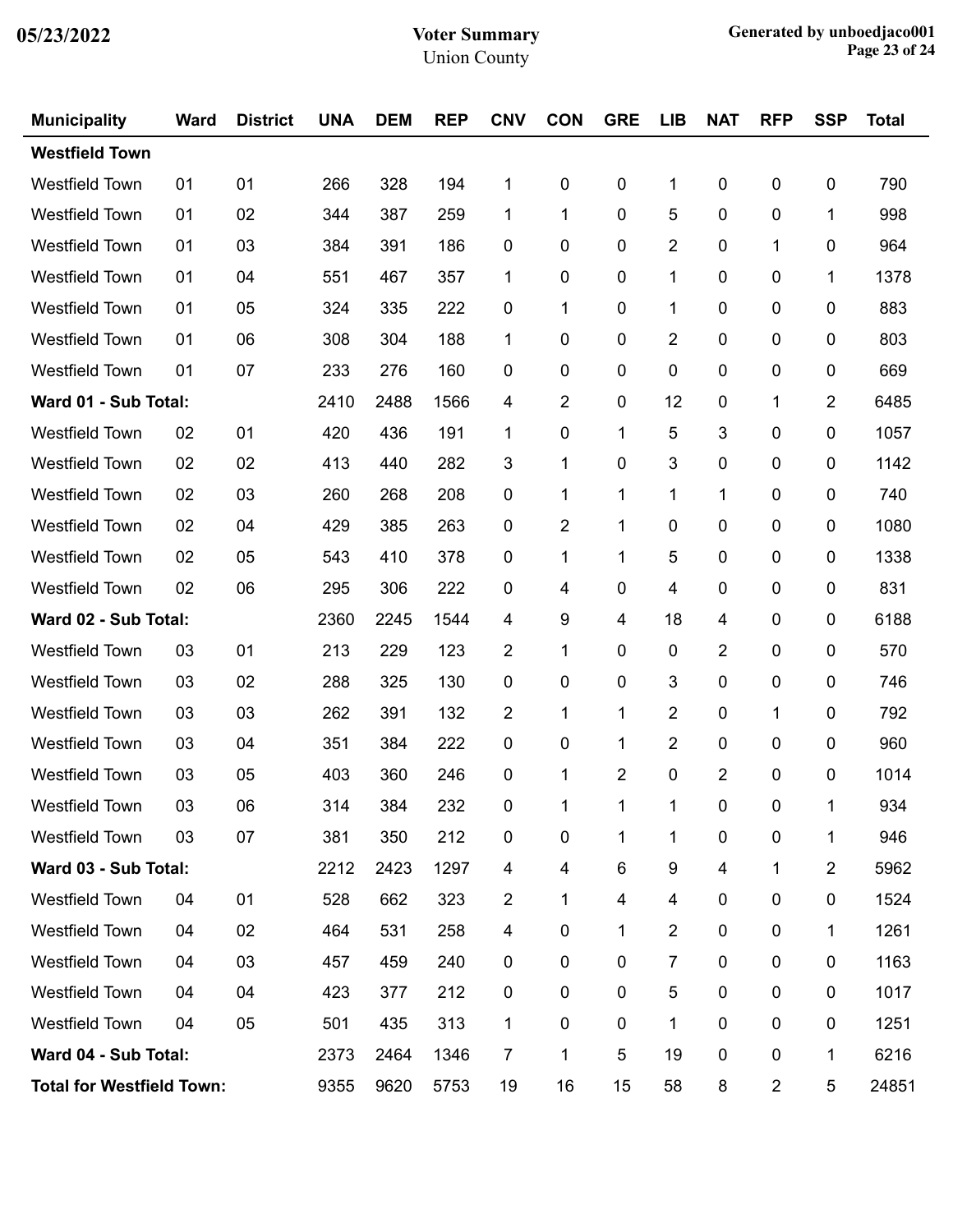| Municipality | Ward | District | UNA | DEM | REP | CNV | CON | GRE | LIB | NAT | RFP | SSP | Total |
|---|---|---|---|---|---|---|---|---|---|---|---|---|---|
| **Westfield Town** | | | | | | | | | | | | | |
| Westfield Town | 01 | 01 | 266 | 328 | 194 | 1 | 0 | 0 | 1 | 0 | 0 | 0 | 790 |
| Westfield Town | 01 | 02 | 344 | 387 | 259 | 1 | 1 | 0 | 5 | 0 | 0 | 1 | 998 |
| Westfield Town | 01 | 03 | 384 | 391 | 186 | 0 | 0 | 0 | 2 | 0 | 1 | 0 | 964 |
| Westfield Town | 01 | 04 | 551 | 467 | 357 | 1 | 0 | 0 | 1 | 0 | 0 | 1 | 1378 |
| Westfield Town | 01 | 05 | 324 | 335 | 222 | 0 | 1 | 0 | 1 | 0 | 0 | 0 | 883 |
| Westfield Town | 01 | 06 | 308 | 304 | 188 | 1 | 0 | 0 | 2 | 0 | 0 | 0 | 803 |
| Westfield Town | 01 | 07 | 233 | 276 | 160 | 0 | 0 | 0 | 0 | 0 | 0 | 0 | 669 |
| **Ward 01 - Sub Total:** | | | 2410 | 2488 | 1566 | 4 | 2 | 0 | 12 | 0 | 1 | 2 | 6485 |
| Westfield Town | 02 | 01 | 420 | 436 | 191 | 1 | 0 | 1 | 5 | 3 | 0 | 0 | 1057 |
| Westfield Town | 02 | 02 | 413 | 440 | 282 | 3 | 1 | 0 | 3 | 0 | 0 | 0 | 1142 |
| Westfield Town | 02 | 03 | 260 | 268 | 208 | 0 | 1 | 1 | 1 | 1 | 0 | 0 | 740 |
| Westfield Town | 02 | 04 | 429 | 385 | 263 | 0 | 2 | 1 | 0 | 0 | 0 | 0 | 1080 |
| Westfield Town | 02 | 05 | 543 | 410 | 378 | 0 | 1 | 1 | 5 | 0 | 0 | 0 | 1338 |
| Westfield Town | 02 | 06 | 295 | 306 | 222 | 0 | 4 | 0 | 4 | 0 | 0 | 0 | 831 |
| **Ward 02 - Sub Total:** | | | 2360 | 2245 | 1544 | 4 | 9 | 4 | 18 | 4 | 0 | 0 | 6188 |
| Westfield Town | 03 | 01 | 213 | 229 | 123 | 2 | 1 | 0 | 0 | 2 | 0 | 0 | 570 |
| Westfield Town | 03 | 02 | 288 | 325 | 130 | 0 | 0 | 0 | 3 | 0 | 0 | 0 | 746 |
| Westfield Town | 03 | 03 | 262 | 391 | 132 | 2 | 1 | 1 | 2 | 0 | 1 | 0 | 792 |
| Westfield Town | 03 | 04 | 351 | 384 | 222 | 0 | 0 | 1 | 2 | 0 | 0 | 0 | 960 |
| Westfield Town | 03 | 05 | 403 | 360 | 246 | 0 | 1 | 2 | 0 | 2 | 0 | 0 | 1014 |
| Westfield Town | 03 | 06 | 314 | 384 | 232 | 0 | 1 | 1 | 1 | 0 | 0 | 1 | 934 |
| Westfield Town | 03 | 07 | 381 | 350 | 212 | 0 | 0 | 1 | 1 | 0 | 0 | 1 | 946 |
| **Ward 03 - Sub Total:** | | | 2212 | 2423 | 1297 | 4 | 4 | 6 | 9 | 4 | 1 | 2 | 5962 |
| Westfield Town | 04 | 01 | 528 | 662 | 323 | 2 | 1 | 4 | 4 | 0 | 0 | 0 | 1524 |
| Westfield Town | 04 | 02 | 464 | 531 | 258 | 4 | 0 | 1 | 2 | 0 | 0 | 1 | 1261 |
| Westfield Town | 04 | 03 | 457 | 459 | 240 | 0 | 0 | 0 | 7 | 0 | 0 | 0 | 1163 |
| Westfield Town | 04 | 04 | 423 | 377 | 212 | 0 | 0 | 0 | 5 | 0 | 0 | 0 | 1017 |
| Westfield Town | 04 | 05 | 501 | 435 | 313 | 1 | 0 | 0 | 1 | 0 | 0 | 0 | 1251 |
| **Ward 04 - Sub Total:** | | | 2373 | 2464 | 1346 | 7 | 1 | 5 | 19 | 0 | 0 | 1 | 6216 |
| **Total for Westfield Town:** | | | 9355 | 9620 | 5753 | 19 | 16 | 15 | 58 | 8 | 2 | 5 | 24851 |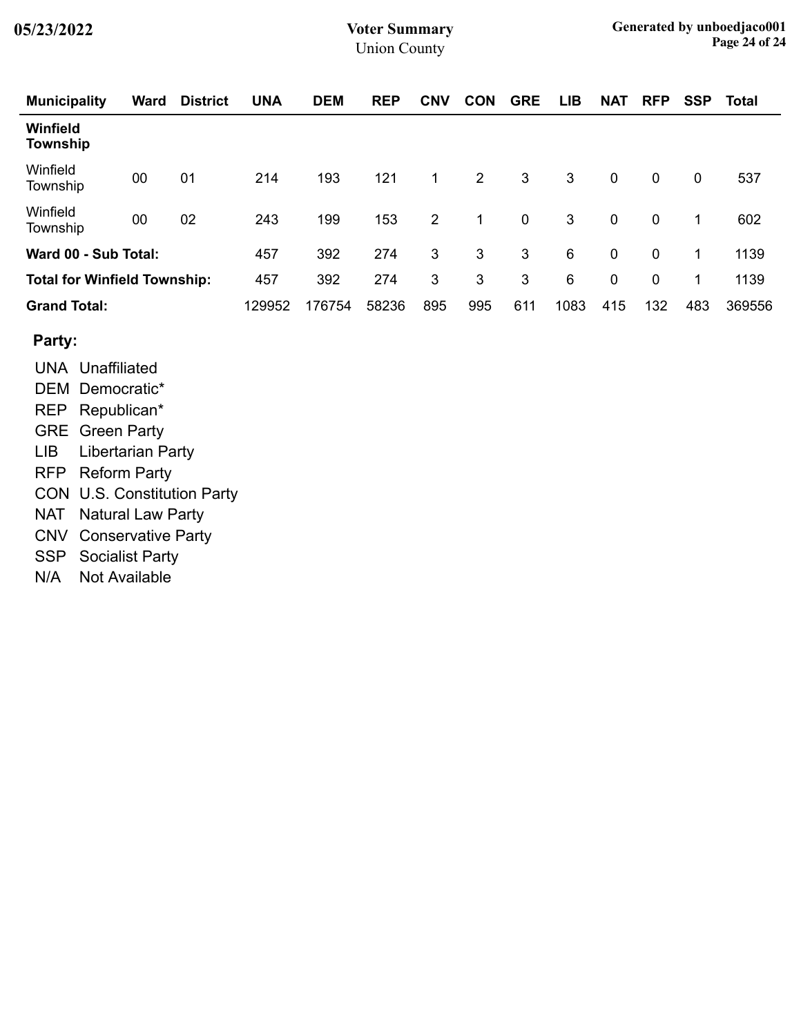| Municipality | Ward | District | UNA | DEM | REP | CNV | CON | GRE | LIB | NAT | RFP | SSP | Total |
|---|---|---|---|---|---|---|---|---|---|---|---|---|---|
| **Winfield Township** | | | | | | | | | | | | | |
| Winfield Township | 00 | 01 | 214 | 193 | 121 | 1 | 2 | 3 | 3 | 0 | 0 | 0 | 537 |
| Winfield Township | 00 | 02 | 243 | 199 | 153 | 2 | 1 | 0 | 3 | 0 | 0 | 1 | 602 |
| **Ward 00 - Sub Total:** | | | 457 | 392 | 274 | 3 | 3 | 3 | 6 | 0 | 0 | 1 | 1139 |
| **Total for Winfield Township:** | | | 457 | 392 | 274 | 3 | 3 | 3 | 6 | 0 | 0 | 1 | 1139 |
| **Grand Total:** | | | 129952 | 176754 | 58236 | 895 | 995 | 611 | 1083 | 415 | 132 | 483 | 369556 |

**Party:**

UNA Unaffiliated
DEM Democratic*
REP Republican*
GRE Green Party
LIB Libertarian Party
RFP Reform Party
CON U.S. Constitution Party
NAT Natural Law Party
CNV Conservative Party
SSP Socialist Party
N/A Not Available